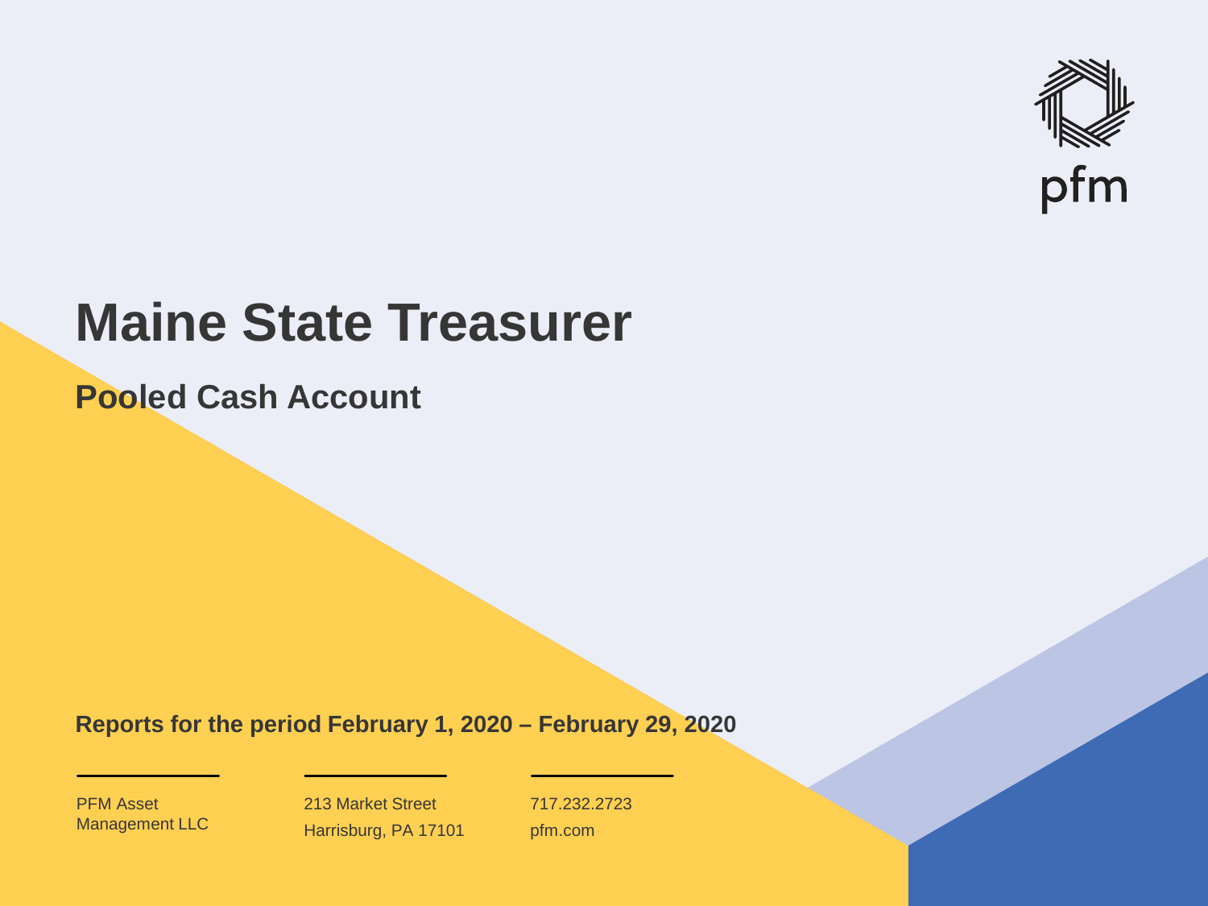pfm

# Maine State Treasurer

## Pooled Cash Account

**Reports for the period February 1, 2020 – February 29, 2020**

PFM Asset Management LLC

213 Market Street
Harrisburg, PA 17101

717.232.2723
pfm.com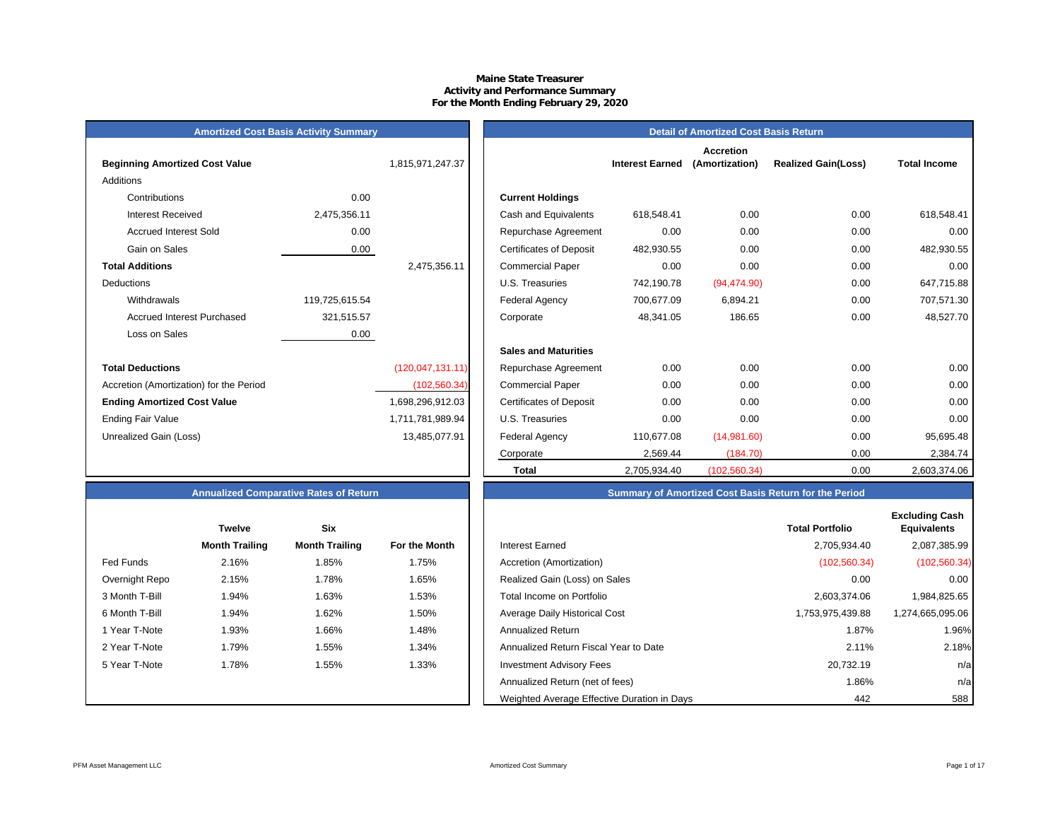# Maine State Treasurer
## Activity and Performance Summary
## For the Month Ending February 29, 2020

### Amortized Cost Basis Activity Summary

| | | |
|---|---|---|
| **Beginning Amortized Cost Value** | | 1,815,971,247.37 |
| Additions | | |
| Contributions | 0.00 | |
| Interest Received | 2,475,356.11 | |
| Accrued Interest Sold | 0.00 | |
| Gain on Sales | 0.00 | |
| **Total Additions** | | 2,475,356.11 |
| Deductions | | |
| Withdrawals | 119,725,615.54 | |
| Accrued Interest Purchased | 321,515.57 | |
| Loss on Sales | 0.00 | |
| **Total Deductions** | | (120,047,131.11) |
| Accretion (Amortization) for the Period | | (102,560.34) |
| **Ending Amortized Cost Value** | | 1,698,296,912.03 |
| Ending Fair Value | | 1,711,781,989.94 |
| Unrealized Gain (Loss) | | 13,485,077.91 |

### Detail of Amortized Cost Basis Return

| | Interest Earned | Accretion (Amortization) | Realized Gain(Loss) | Total Income |
|---|---|---|---|---|
| **Current Holdings** | | | | |
| Cash and Equivalents | 618,548.41 | 0.00 | 0.00 | 618,548.41 |
| Repurchase Agreement | 0.00 | 0.00 | 0.00 | 0.00 |
| Certificates of Deposit | 482,930.55 | 0.00 | 0.00 | 482,930.55 |
| Commercial Paper | 0.00 | 0.00 | 0.00 | 0.00 |
| U.S. Treasuries | 742,190.78 | (94,474.90) | 0.00 | 647,715.88 |
| Federal Agency | 700,677.09 | 6,894.21 | 0.00 | 707,571.30 |
| Corporate | 48,341.05 | 186.65 | 0.00 | 48,527.70 |
| **Sales and Maturities** | | | | |
| Repurchase Agreement | 0.00 | 0.00 | 0.00 | 0.00 |
| Commercial Paper | 0.00 | 0.00 | 0.00 | 0.00 |
| Certificates of Deposit | 0.00 | 0.00 | 0.00 | 0.00 |
| U.S. Treasuries | 0.00 | 0.00 | 0.00 | 0.00 |
| Federal Agency | 110,677.08 | (14,981.60) | 0.00 | 95,695.48 |
| Corporate | 2,569.44 | (184.70) | 0.00 | 2,384.74 |
| **Total** | 2,705,934.40 | (102,560.34) | 0.00 | 2,603,374.06 |

### Annualized Comparative Rates of Return

| | Twelve Month Trailing | Six Month Trailing | For the Month |
|---|---|---|---|
| Fed Funds | 2.16% | 1.85% | 1.75% |
| Overnight Repo | 2.15% | 1.78% | 1.65% |
| 3 Month T-Bill | 1.94% | 1.63% | 1.53% |
| 6 Month T-Bill | 1.94% | 1.62% | 1.50% |
| 1 Year T-Note | 1.93% | 1.66% | 1.48% |
| 2 Year T-Note | 1.79% | 1.55% | 1.34% |
| 5 Year T-Note | 1.78% | 1.55% | 1.33% |

### Summary of Amortized Cost Basis Return for the Period

| | Total Portfolio | Excluding Cash Equivalents |
|---|---|---|
| Interest Earned | 2,705,934.40 | 2,087,385.99 |
| Accretion (Amortization) | (102,560.34) | (102,560.34) |
| Realized Gain (Loss) on Sales | 0.00 | 0.00 |
| Total Income on Portfolio | 2,603,374.06 | 1,984,825.65 |
| Average Daily Historical Cost | 1,753,975,439.88 | 1,274,665,095.06 |
| Annualized Return | 1.87% | 1.96% |
| Annualized Return Fiscal Year to Date | 2.11% | 2.18% |
| Investment Advisory Fees | 20,732.19 | n/a |
| Annualized Return (net of fees) | 1.86% | n/a |
| Weighted Average Effective Duration in Days | 442 | 588 |

PFM Asset Management LLC — Amortized Cost Summary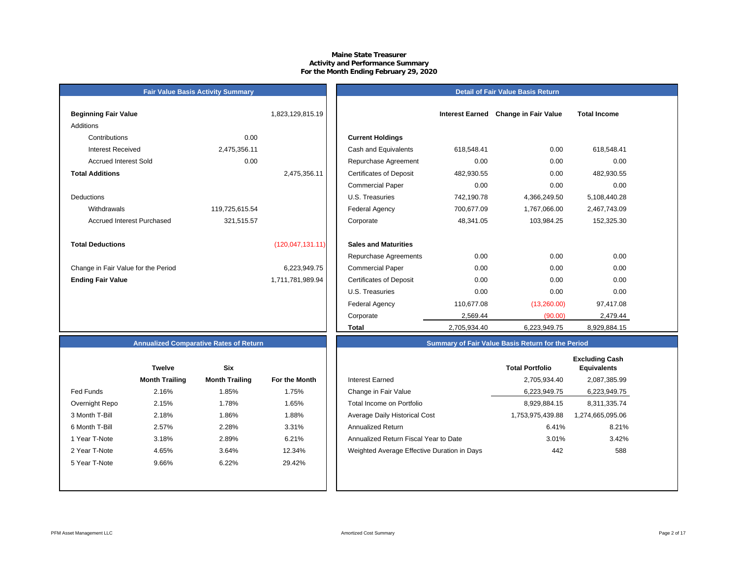# Maine State Treasurer
## Activity and Performance Summary
### For the Month Ending February 29, 2020

## Fair Value Basis Activity Summary

| | | |
|---|---|---|
| **Beginning Fair Value** | | 1,823,129,815.19 |
| Additions | | |
| Contributions | 0.00 | |
| Interest Received | 2,475,356.11 | |
| Accrued Interest Sold | 0.00 | |
| **Total Additions** | | 2,475,356.11 |
| Deductions | | |
| Withdrawals | 119,725,615.54 | |
| Accrued Interest Purchased | 321,515.57 | |
| **Total Deductions** | | (120,047,131.11) |
| Change in Fair Value for the Period | | 6,223,949.75 |
| **Ending Fair Value** | | 1,711,781,989.94 |

## Detail of Fair Value Basis Return

| | Interest Earned | Change in Fair Value | Total Income |
|---|---|---|---|
| **Current Holdings** | | | |
| Cash and Equivalents | 618,548.41 | 0.00 | 618,548.41 |
| Repurchase Agreement | 0.00 | 0.00 | 0.00 |
| Certificates of Deposit | 482,930.55 | 0.00 | 482,930.55 |
| Commercial Paper | 0.00 | 0.00 | 0.00 |
| U.S. Treasuries | 742,190.78 | 4,366,249.50 | 5,108,440.28 |
| Federal Agency | 700,677.09 | 1,767,066.00 | 2,467,743.09 |
| Corporate | 48,341.05 | 103,984.25 | 152,325.30 |
| **Sales and Maturities** | | | |
| Repurchase Agreements | 0.00 | 0.00 | 0.00 |
| Commercial Paper | 0.00 | 0.00 | 0.00 |
| Certificates of Deposit | 0.00 | 0.00 | 0.00 |
| U.S. Treasuries | 0.00 | 0.00 | 0.00 |
| Federal Agency | 110,677.08 | (13,260.00) | 97,417.08 |
| Corporate | 2,569.44 | (90.00) | 2,479.44 |
| **Total** | 2,705,934.40 | 6,223,949.75 | 8,929,884.15 |

## Annualized Comparative Rates of Return

| | Twelve Month Trailing | Six Month Trailing | For the Month |
|---|---|---|---|
| Fed Funds | 2.16% | 1.85% | 1.75% |
| Overnight Repo | 2.15% | 1.78% | 1.65% |
| 3 Month T-Bill | 2.18% | 1.86% | 1.88% |
| 6 Month T-Bill | 2.57% | 2.28% | 3.31% |
| 1 Year T-Note | 3.18% | 2.89% | 6.21% |
| 2 Year T-Note | 4.65% | 3.64% | 12.34% |
| 5 Year T-Note | 9.66% | 6.22% | 29.42% |

## Summary of Fair Value Basis Return for the Period

| | Total Portfolio | Excluding Cash Equivalents |
|---|---|---|
| Interest Earned | 2,705,934.40 | 2,087,385.99 |
| Change in Fair Value | 6,223,949.75 | 6,223,949.75 |
| Total Income on Portfolio | 8,929,884.15 | 8,311,335.74 |
| Average Daily Historical Cost | 1,753,975,439.88 | 1,274,665,095.06 |
| Annualized Return | 6.41% | 8.21% |
| Annualized Return Fiscal Year to Date | 3.01% | 3.42% |
| Weighted Average Effective Duration in Days | 442 | 588 |

PFM Asset Management LLC

Amortized Cost Summary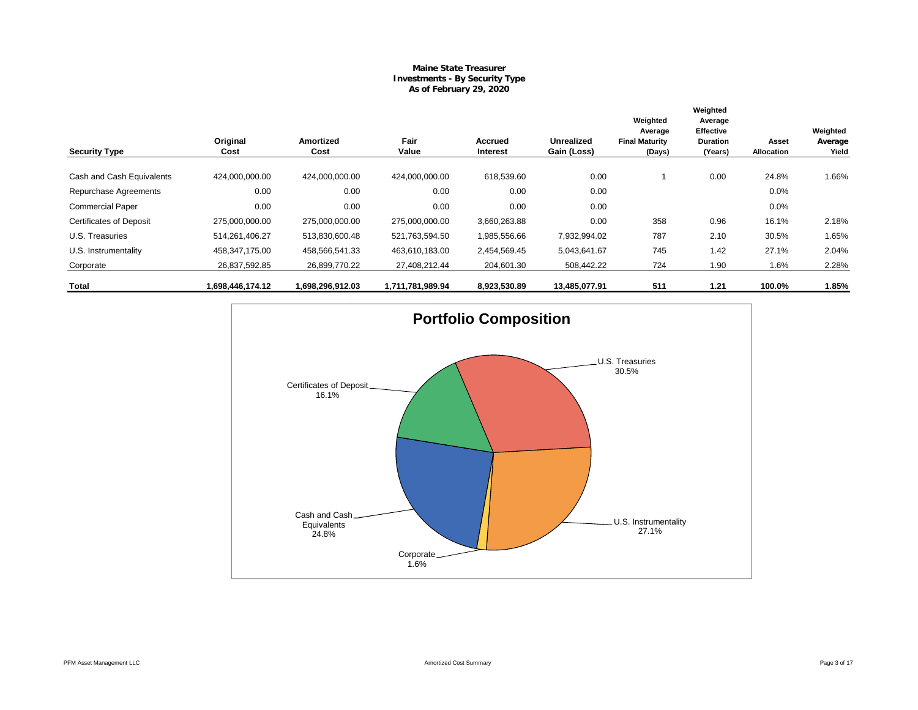**Maine State Treasurer**
**Investments - By Security Type**
**As of February 29, 2020**

| Security Type | Original Cost | Amortized Cost | Fair Value | Accrued Interest | Unrealized Gain (Loss) | Weighted Average Final Maturity (Days) | Weighted Average Effective Duration (Years) | Asset Allocation | Weighted Average Yield |
|---|---|---|---|---|---|---|---|---|---|
| Cash and Cash Equivalents | 424,000,000.00 | 424,000,000.00 | 424,000,000.00 | 618,539.60 | 0.00 | 1 | 0.00 | 24.8% | 1.66% |
| Repurchase Agreements | 0.00 | 0.00 | 0.00 | 0.00 | 0.00 | | | 0.0% | |
| Commercial Paper | 0.00 | 0.00 | 0.00 | 0.00 | 0.00 | | | 0.0% | |
| Certificates of Deposit | 275,000,000.00 | 275,000,000.00 | 275,000,000.00 | 3,660,263.88 | 0.00 | 358 | 0.96 | 16.1% | 2.18% |
| U.S. Treasuries | 514,261,406.27 | 513,830,600.48 | 521,763,594.50 | 1,985,556.66 | 7,932,994.02 | 787 | 2.10 | 30.5% | 1.65% |
| U.S. Instrumentality | 458,347,175.00 | 458,566,541.33 | 463,610,183.00 | 2,454,569.45 | 5,043,641.67 | 745 | 1.42 | 27.1% | 2.04% |
| Corporate | 26,837,592.85 | 26,899,770.22 | 27,408,212.44 | 204,601.30 | 508,442.22 | 724 | 1.90 | 1.6% | 2.28% |
| **Total** | **1,698,446,174.12** | **1,698,296,912.03** | **1,711,781,989.94** | **8,923,530.89** | **13,485,077.91** | **511** | **1.21** | **100.0%** | **1.85%** |

**Portfolio Composition**

- U.S. Treasuries 30.5%
- U.S. Instrumentality 27.1%
- Cash and Cash Equivalents 24.8%
- Certificates of Deposit 16.1%
- Corporate 1.6%

Amortized Cost Summary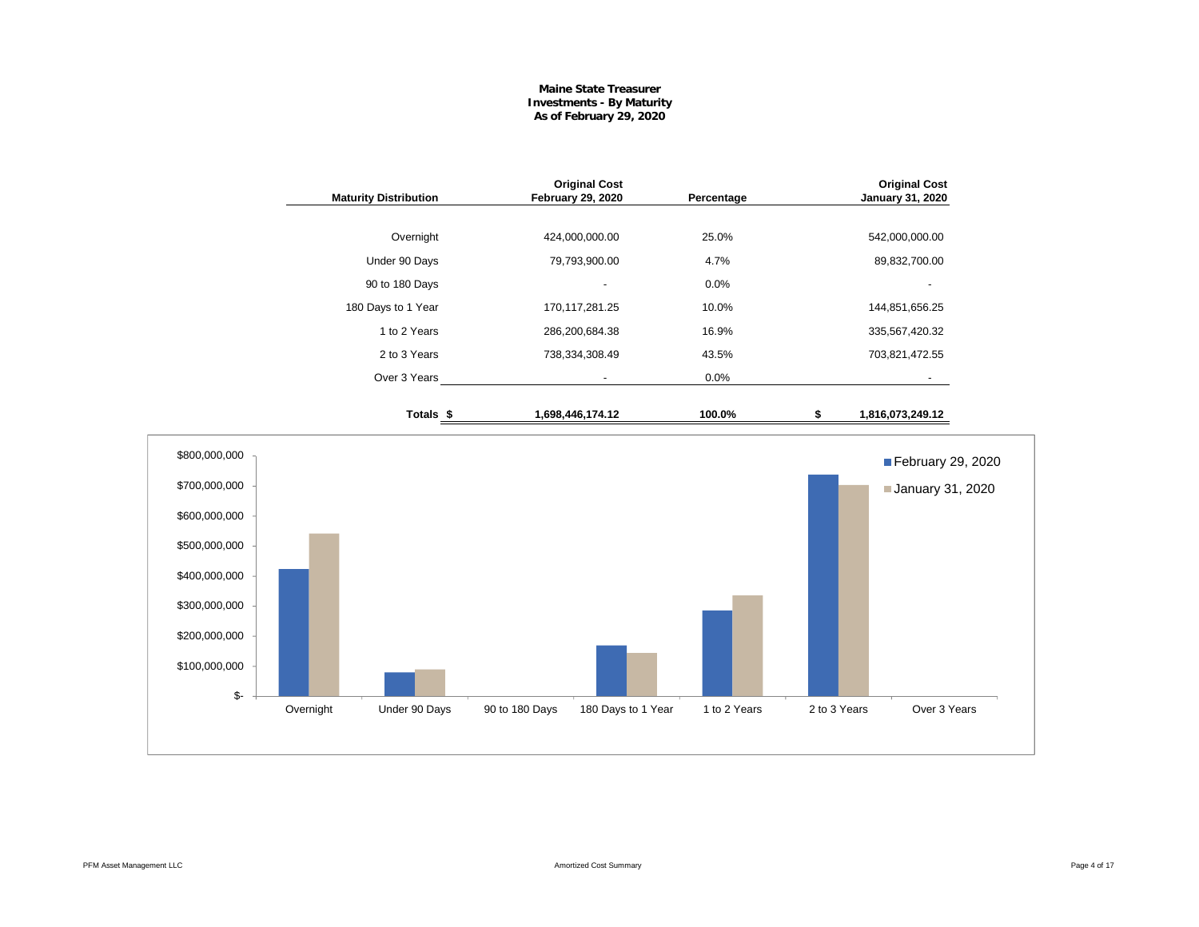**Maine State Treasurer**
**Investments - By Maturity**
**As of February 29, 2020**

| Maturity Distribution | Original Cost February 29, 2020 | Percentage | Original Cost January 31, 2020 |
|---|---|---|---|
| Overnight | 424,000,000.00 | 25.0% | 542,000,000.00 |
| Under 90 Days | 79,793,900.00 | 4.7% | 89,832,700.00 |
| 90 to 180 Days | - | 0.0% | - |
| 180 Days to 1 Year | 170,117,281.25 | 10.0% | 144,851,656.25 |
| 1 to 2 Years | 286,200,684.38 | 16.9% | 335,567,420.32 |
| 2 to 3 Years | 738,334,308.49 | 43.5% | 703,821,472.55 |
| Over 3 Years | - | 0.0% | - |
| **Totals** | **$ 1,698,446,174.12** | **100.0%** | **$ 1,816,073,249.12** |

| | February 29, 2020 | January 31, 2020 |
|---|---|---|
| Overnight | 424,000,000.00 | 542,000,000.00 |
| Under 90 Days | 79,793,900.00 | 89,832,700.00 |
| 90 to 180 Days | - | - |
| 180 Days to 1 Year | 170,117,281.25 | 144,851,656.25 |
| 1 to 2 Years | 286,200,684.38 | 335,567,420.32 |
| 2 to 3 Years | 738,334,308.49 | 703,821,472.55 |
| Over 3 Years | - | - |

PFM Asset Management LLC

Amortized Cost Summary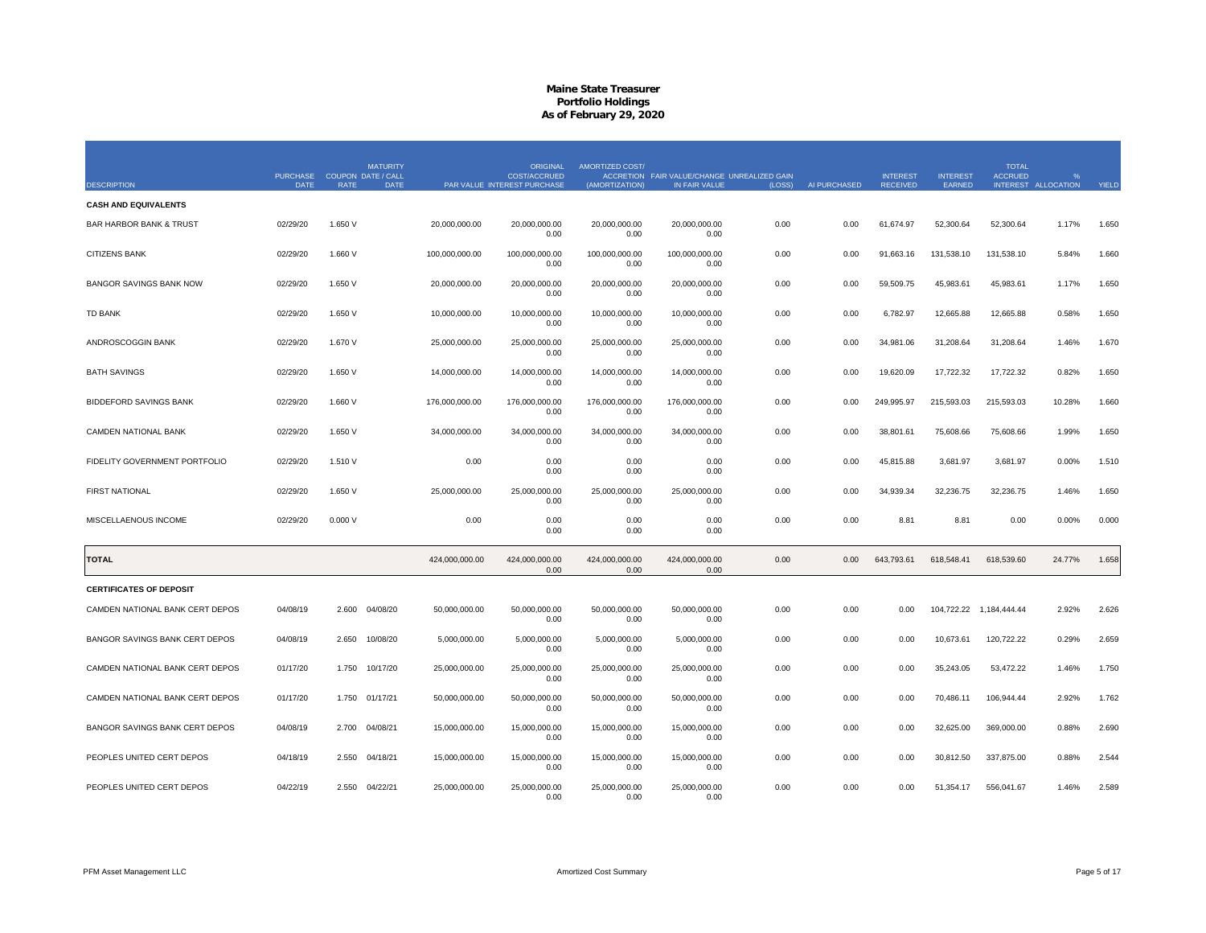# Maine State Treasurer
## Portfolio Holdings
### As of February 29, 2020

| DESCRIPTION | PURCHASE DATE | COUPON RATE | MATURITY DATE / CALL DATE | PAR VALUE | ORIGINAL COST/ACCRUED INTEREST PURCHASE | AMORTIZED COST/ ACCRETION (AMORTIZATION) | FAIR VALUE/CHANGE IN FAIR VALUE | UNREALIZED GAIN (LOSS) | AI PURCHASED | INTEREST RECEIVED | INTEREST EARNED | TOTAL ACCRUED INTEREST | % ALLOCATION | YIELD |
|---|---|---|---|---|---|---|---|---|---|---|---|---|---|---|
| **CASH AND EQUIVALENTS** | | | | | | | | | | | | | | |
| BAR HARBOR BANK & TRUST | 02/29/20 | 1.650 V | | 20,000,000.00 | 20,000,000.00<br>0.00 | 20,000,000.00<br>0.00 | 20,000,000.00<br>0.00 | 0.00 | 0.00 | 61,674.97 | 52,300.64 | 52,300.64 | 1.17% | 1.650 |
| CITIZENS BANK | 02/29/20 | 1.660 V | | 100,000,000.00 | 100,000,000.00<br>0.00 | 100,000,000.00<br>0.00 | 100,000,000.00<br>0.00 | 0.00 | 0.00 | 91,663.16 | 131,538.10 | 131,538.10 | 5.84% | 1.660 |
| BANGOR SAVINGS BANK NOW | 02/29/20 | 1.650 V | | 20,000,000.00 | 20,000,000.00<br>0.00 | 20,000,000.00<br>0.00 | 20,000,000.00<br>0.00 | 0.00 | 0.00 | 59,509.75 | 45,983.61 | 45,983.61 | 1.17% | 1.650 |
| TD BANK | 02/29/20 | 1.650 V | | 10,000,000.00 | 10,000,000.00<br>0.00 | 10,000,000.00<br>0.00 | 10,000,000.00<br>0.00 | 0.00 | 0.00 | 6,782.97 | 12,665.88 | 12,665.88 | 0.58% | 1.650 |
| ANDROSCOGGIN BANK | 02/29/20 | 1.670 V | | 25,000,000.00 | 25,000,000.00<br>0.00 | 25,000,000.00<br>0.00 | 25,000,000.00<br>0.00 | 0.00 | 0.00 | 34,981.06 | 31,208.64 | 31,208.64 | 1.46% | 1.670 |
| BATH SAVINGS | 02/29/20 | 1.650 V | | 14,000,000.00 | 14,000,000.00<br>0.00 | 14,000,000.00<br>0.00 | 14,000,000.00<br>0.00 | 0.00 | 0.00 | 19,620.09 | 17,722.32 | 17,722.32 | 0.82% | 1.650 |
| BIDDEFORD SAVINGS BANK | 02/29/20 | 1.660 V | | 176,000,000.00 | 176,000,000.00<br>0.00 | 176,000,000.00<br>0.00 | 176,000,000.00<br>0.00 | 0.00 | 0.00 | 249,995.97 | 215,593.03 | 215,593.03 | 10.28% | 1.660 |
| CAMDEN NATIONAL BANK | 02/29/20 | 1.650 V | | 34,000,000.00 | 34,000,000.00<br>0.00 | 34,000,000.00<br>0.00 | 34,000,000.00<br>0.00 | 0.00 | 0.00 | 38,801.61 | 75,608.66 | 75,608.66 | 1.99% | 1.650 |
| FIDELITY GOVERNMENT PORTFOLIO | 02/29/20 | 1.510 V | | 0.00 | 0.00<br>0.00 | 0.00<br>0.00 | 0.00<br>0.00 | 0.00 | 0.00 | 45,815.88 | 3,681.97 | 3,681.97 | 0.00% | 1.510 |
| FIRST NATIONAL | 02/29/20 | 1.650 V | | 25,000,000.00 | 25,000,000.00<br>0.00 | 25,000,000.00<br>0.00 | 25,000,000.00<br>0.00 | 0.00 | 0.00 | 34,939.34 | 32,236.75 | 32,236.75 | 1.46% | 1.650 |
| MISCELLANEOUS INCOME | 02/29/20 | 0.000 V | | 0.00 | 0.00<br>0.00 | 0.00<br>0.00 | 0.00<br>0.00 | 0.00 | 0.00 | 8.81 | 8.81 | 0.00 | 0.00% | 0.000 |
| **TOTAL** | | | | 424,000,000.00 | 424,000,000.00<br>0.00 | 424,000,000.00<br>0.00 | 424,000,000.00<br>0.00 | 0.00 | 0.00 | 643,793.61 | 618,548.41 | 618,539.60 | 24.77% | 1.658 |
| **CERTIFICATES OF DEPOSIT** | | | | | | | | | | | | | | |
| CAMDEN NATIONAL BANK CERT DEPOS | 04/08/19 | 2.600 | 04/08/20 | 50,000,000.00 | 50,000,000.00<br>0.00 | 50,000,000.00<br>0.00 | 50,000,000.00<br>0.00 | 0.00 | 0.00 | 0.00 | 104,722.22 | 1,184,444.44 | 2.92% | 2.626 |
| BANGOR SAVINGS BANK CERT DEPOS | 04/08/19 | 2.650 | 10/08/20 | 5,000,000.00 | 5,000,000.00<br>0.00 | 5,000,000.00<br>0.00 | 5,000,000.00<br>0.00 | 0.00 | 0.00 | 0.00 | 10,673.61 | 120,722.22 | 0.29% | 2.659 |
| CAMDEN NATIONAL BANK CERT DEPOS | 01/17/20 | 1.750 | 10/17/20 | 25,000,000.00 | 25,000,000.00<br>0.00 | 25,000,000.00<br>0.00 | 25,000,000.00<br>0.00 | 0.00 | 0.00 | 0.00 | 35,243.05 | 53,472.22 | 1.46% | 1.750 |
| CAMDEN NATIONAL BANK CERT DEPOS | 01/17/20 | 1.750 | 01/17/21 | 50,000,000.00 | 50,000,000.00<br>0.00 | 50,000,000.00<br>0.00 | 50,000,000.00<br>0.00 | 0.00 | 0.00 | 0.00 | 70,486.11 | 106,944.44 | 2.92% | 1.762 |
| BANGOR SAVINGS BANK CERT DEPOS | 04/08/19 | 2.700 | 04/08/21 | 15,000,000.00 | 15,000,000.00<br>0.00 | 15,000,000.00<br>0.00 | 15,000,000.00<br>0.00 | 0.00 | 0.00 | 0.00 | 32,625.00 | 369,000.00 | 0.88% | 2.690 |
| PEOPLES UNITED CERT DEPOS | 04/18/19 | 2.550 | 04/18/21 | 15,000,000.00 | 15,000,000.00<br>0.00 | 15,000,000.00<br>0.00 | 15,000,000.00<br>0.00 | 0.00 | 0.00 | 0.00 | 30,812.50 | 337,875.00 | 0.88% | 2.544 |
| PEOPLES UNITED CERT DEPOS | 04/22/19 | 2.550 | 04/22/21 | 25,000,000.00 | 25,000,000.00<br>0.00 | 25,000,000.00<br>0.00 | 25,000,000.00<br>0.00 | 0.00 | 0.00 | 0.00 | 51,354.17 | 556,041.67 | 1.46% | 2.589 |

PFM Asset Management LLC — Amortized Cost Summary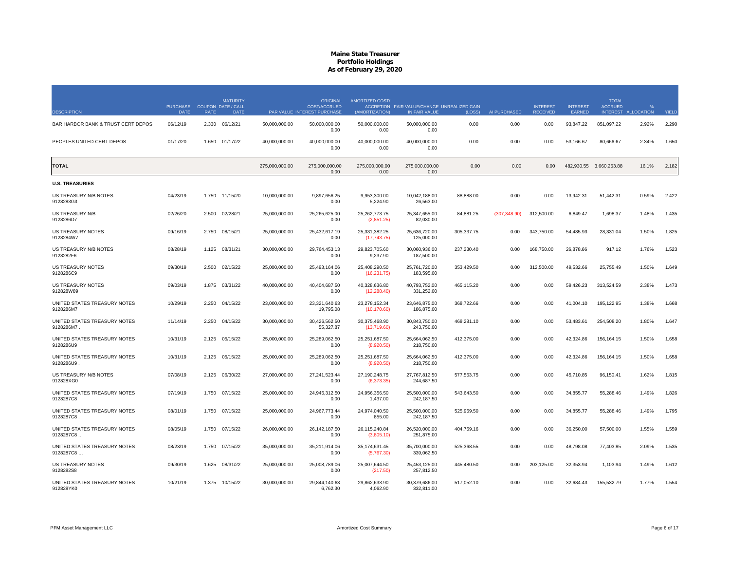# Maine State Treasurer
## Portfolio Holdings
### As of February 29, 2020

| DESCRIPTION | PURCHASE DATE | COUPON RATE | MATURITY DATE / CALL DATE | PAR VALUE | ORIGINAL COST/ACCRUED INTEREST PURCHASE | AMORTIZED COST/ ACCRETION (AMORTIZATION) | FAIR VALUE/CHANGE IN FAIR VALUE | UNREALIZED GAIN (LOSS) | AI PURCHASED | INTEREST RECEIVED | INTEREST EARNED | TOTAL ACCRUED INTEREST | % ALLOCATION | YIELD |
|---|---|---|---|---|---|---|---|---|---|---|---|---|---|---|
| BAR HARBOR BANK & TRUST CERT DEPOS | 06/12/19 | 2.330 | 06/12/21 | 50,000,000.00 | 50,000,000.00<br>0.00 | 50,000,000.00<br>0.00 | 50,000,000.00<br>0.00 | 0.00 | 0.00 | 0.00 | 93,847.22 | 851,097.22 | 2.92% | 2.290 |
| PEOPLES UNITED CERT DEPOS | 01/17/20 | 1.650 | 01/17/22 | 40,000,000.00 | 40,000,000.00<br>0.00 | 40,000,000.00<br>0.00 | 40,000,000.00<br>0.00 | 0.00 | 0.00 | 0.00 | 53,166.67 | 80,666.67 | 2.34% | 1.650 |
| **TOTAL** | | | | 275,000,000.00 | 275,000,000.00<br>0.00 | 275,000,000.00<br>0.00 | 275,000,000.00<br>0.00 | 0.00 | 0.00 | 0.00 | 482,930.55 | 3,660,263.88 | 16.1% | 2.182 |
| **U.S. TREASURIES** | | | | | | | | | | | | | | |
| US TREASURY N/B NOTES<br>9128283G3 | 04/23/19 | 1.750 | 11/15/20 | 10,000,000.00 | 9,897,656.25<br>0.00 | 9,953,300.00<br>5,224.90 | 10,042,188.00<br>26,563.00 | 88,888.00 | 0.00 | 0.00 | 13,942.31 | 51,442.31 | 0.59% | 2.422 |
| US TREASURY N/B<br>9128286D7 | 02/26/20 | 2.500 | 02/28/21 | 25,000,000.00 | 25,265,625.00<br>0.00 | 25,262,773.75<br>(2,851.25) | 25,347,655.00<br>82,030.00 | 84,881.25 | (307,348.90) | 312,500.00 | 6,849.47 | 1,698.37 | 1.48% | 1.435 |
| US TREASURY NOTES<br>9128284W7 | 09/16/19 | 2.750 | 08/15/21 | 25,000,000.00 | 25,432,617.19<br>0.00 | 25,331,382.25<br>(17,743.75) | 25,636,720.00<br>125,000.00 | 305,337.75 | 0.00 | 343,750.00 | 54,485.93 | 28,331.04 | 1.50% | 1.825 |
| US TREASURY N/B NOTES<br>9128282F6 | 08/28/19 | 1.125 | 08/31/21 | 30,000,000.00 | 29,764,453.13<br>0.00 | 29,823,705.60<br>9,237.90 | 30,060,936.00<br>187,500.00 | 237,230.40 | 0.00 | 168,750.00 | 26,878.66 | 917.12 | 1.76% | 1.523 |
| US TREASURY NOTES<br>9128286C9 | 09/30/19 | 2.500 | 02/15/22 | 25,000,000.00 | 25,493,164.06<br>0.00 | 25,408,290.50<br>(16,231.75) | 25,761,720.00<br>183,595.00 | 353,429.50 | 0.00 | 312,500.00 | 49,532.66 | 25,755.49 | 1.50% | 1.649 |
| US TREASURY NOTES<br>912828W89 | 09/03/19 | 1.875 | 03/31/22 | 40,000,000.00 | 40,404,687.50<br>0.00 | 40,328,636.80<br>(12,288.40) | 40,793,752.00<br>331,252.00 | 465,115.20 | 0.00 | 0.00 | 59,426.23 | 313,524.59 | 2.38% | 1.473 |
| UNITED STATES TREASURY NOTES<br>9128286M7 | 10/29/19 | 2.250 | 04/15/22 | 23,000,000.00 | 23,321,640.63<br>19,795.08 | 23,278,152.34<br>(10,170.60) | 23,646,875.00<br>186,875.00 | 368,722.66 | 0.00 | 0.00 | 41,004.10 | 195,122.95 | 1.38% | 1.668 |
| UNITED STATES TREASURY NOTES<br>9128286M7 . | 11/14/19 | 2.250 | 04/15/22 | 30,000,000.00 | 30,426,562.50<br>55,327.87 | 30,375,468.90<br>(13,719.60) | 30,843,750.00<br>243,750.00 | 468,281.10 | 0.00 | 0.00 | 53,483.61 | 254,508.20 | 1.80% | 1.647 |
| UNITED STATES TREASURY NOTES<br>9128286U9 | 10/31/19 | 2.125 | 05/15/22 | 25,000,000.00 | 25,289,062.50<br>0.00 | 25,251,687.50<br>(8,920.50) | 25,664,062.50<br>218,750.00 | 412,375.00 | 0.00 | 0.00 | 42,324.86 | 156,164.15 | 1.50% | 1.658 |
| UNITED STATES TREASURY NOTES<br>9128286U9 . | 10/31/19 | 2.125 | 05/15/22 | 25,000,000.00 | 25,289,062.50<br>0.00 | 25,251,687.50<br>(8,920.50) | 25,664,062.50<br>218,750.00 | 412,375.00 | 0.00 | 0.00 | 42,324.86 | 156,164.15 | 1.50% | 1.658 |
| US TREASURY N/B NOTES<br>912828XG0 | 07/08/19 | 2.125 | 06/30/22 | 27,000,000.00 | 27,241,523.44<br>0.00 | 27,190,248.75<br>(6,373.35) | 27,767,812.50<br>244,687.50 | 577,563.75 | 0.00 | 0.00 | 45,710.85 | 96,150.41 | 1.62% | 1.815 |
| UNITED STATES TREASURY NOTES<br>9128287C8 | 07/19/19 | 1.750 | 07/15/22 | 25,000,000.00 | 24,945,312.50<br>0.00 | 24,956,356.50<br>1,437.00 | 25,500,000.00<br>242,187.50 | 543,643.50 | 0.00 | 0.00 | 34,855.77 | 55,288.46 | 1.49% | 1.826 |
| UNITED STATES TREASURY NOTES<br>9128287C8 . | 08/01/19 | 1.750 | 07/15/22 | 25,000,000.00 | 24,967,773.44<br>0.00 | 24,974,040.50<br>855.00 | 25,500,000.00<br>242,187.50 | 525,959.50 | 0.00 | 0.00 | 34,855.77 | 55,288.46 | 1.49% | 1.795 |
| UNITED STATES TREASURY NOTES<br>9128287C8 .. | 08/05/19 | 1.750 | 07/15/22 | 26,000,000.00 | 26,142,187.50<br>0.00 | 26,115,240.84<br>(3,805.10) | 26,520,000.00<br>251,875.00 | 404,759.16 | 0.00 | 0.00 | 36,250.00 | 57,500.00 | 1.55% | 1.559 |
| UNITED STATES TREASURY NOTES<br>9128287C8 ... | 08/23/19 | 1.750 | 07/15/22 | 35,000,000.00 | 35,211,914.06<br>0.00 | 35,174,631.45<br>(5,767.30) | 35,700,000.00<br>339,062.50 | 525,368.55 | 0.00 | 0.00 | 48,798.08 | 77,403.85 | 2.09% | 1.535 |
| US TREASURY NOTES<br>9128282S8 | 09/30/19 | 1.625 | 08/31/22 | 25,000,000.00 | 25,008,789.06<br>0.00 | 25,007,644.50<br>(217.50) | 25,453,125.00<br>257,812.50 | 445,480.50 | 0.00 | 203,125.00 | 32,353.94 | 1,103.94 | 1.49% | 1.612 |
| UNITED STATES TREASURY NOTES<br>912828YK0 | 10/21/19 | 1.375 | 10/15/22 | 30,000,000.00 | 29,844,140.63<br>6,762.30 | 29,862,633.90<br>4,062.90 | 30,379,686.00<br>332,811.00 | 517,052.10 | 0.00 | 0.00 | 32,684.43 | 155,532.79 | 1.77% | 1.554 |

PFM Asset Management LLC — Amortized Cost Summary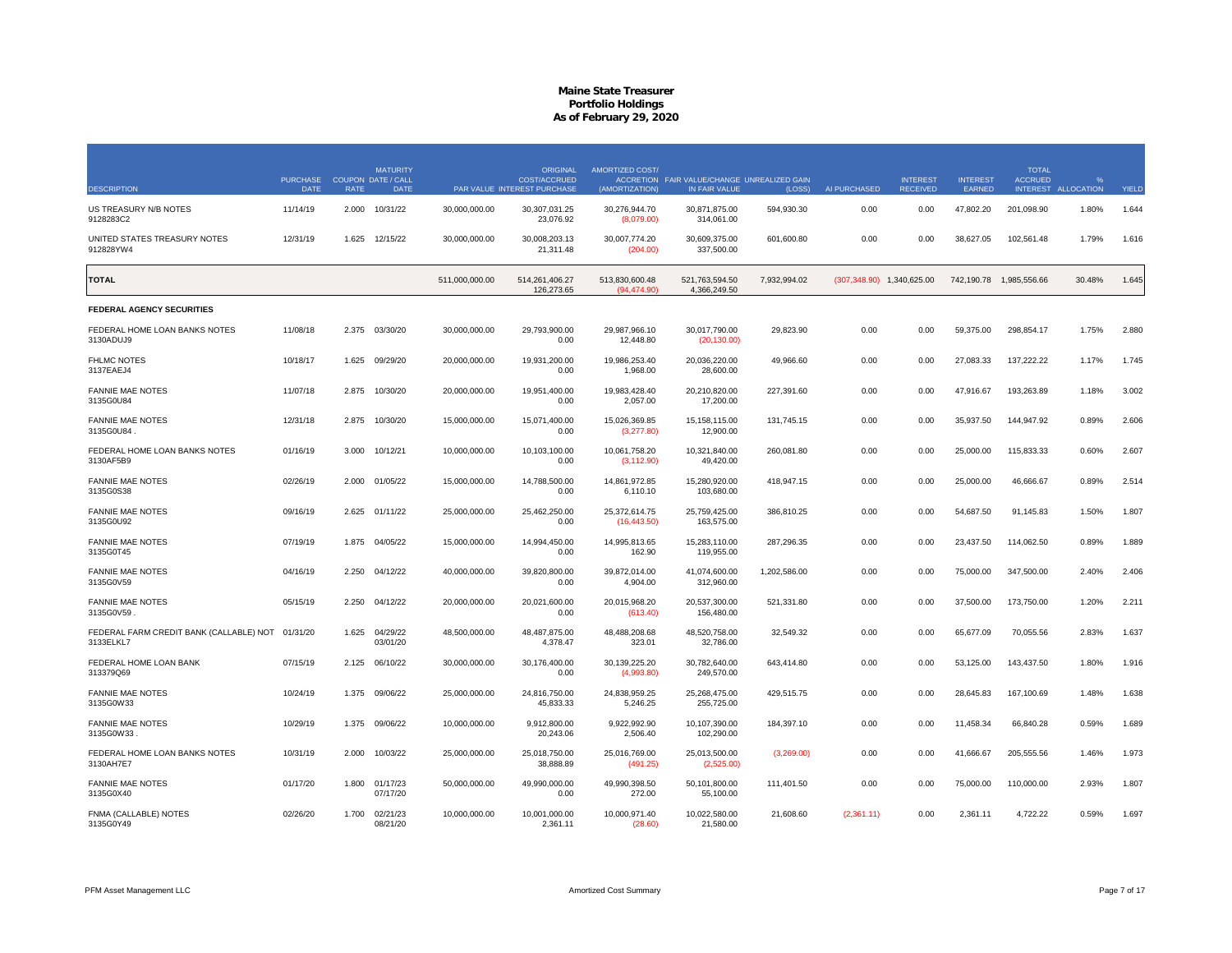# Maine State Treasurer
## Portfolio Holdings
### As of February 29, 2020

| DESCRIPTION | PURCHASE DATE | COUPON RATE | MATURITY DATE / CALL DATE | PAR VALUE | ORIGINAL COST/ACCRUED INTEREST PURCHASE | AMORTIZED COST/ ACCRETION (AMORTIZATION) | FAIR VALUE/CHANGE IN FAIR VALUE | UNREALIZED GAIN (LOSS) | AI PURCHASED | INTEREST RECEIVED | INTEREST EARNED | TOTAL ACCRUED INTEREST | % ALLOCATION | YIELD |
|---|---|---|---|---|---|---|---|---|---|---|---|---|---|---|
| US TREASURY N/B NOTES 9128283C2 | 11/14/19 | 2.000 | 10/31/22 | 30,000,000.00 | 30,307,031.25 23,076.92 | 30,276,944.70 (8,079.00) | 30,871,875.00 314,061.00 | 594,930.30 | 0.00 | 0.00 | 47,802.20 | 201,098.90 | 1.80% | 1.644 |
| UNITED STATES TREASURY NOTES 912828YW4 | 12/31/19 | 1.625 | 12/15/22 | 30,000,000.00 | 30,008,203.13 21,311.48 | 30,007,774.20 (204.00) | 30,609,375.00 337,500.00 | 601,600.80 | 0.00 | 0.00 | 38,627.05 | 102,561.48 | 1.79% | 1.616 |
| **TOTAL** | | | | 511,000,000.00 | 514,261,406.27 126,273.65 | 513,830,600.48 (94,474.90) | 521,763,594.50 4,366,249.50 | 7,932,994.02 | (307,348.90) | 1,340,625.00 | 742,190.78 | 1,985,556.66 | 30.48% | 1.645 |
| **FEDERAL AGENCY SECURITIES** | | | | | | | | | | | | | | |
| FEDERAL HOME LOAN BANKS NOTES 3130ADUJ9 | 11/08/18 | 2.375 | 03/30/20 | 30,000,000.00 | 29,793,900.00 0.00 | 29,987,966.10 12,448.80 | 30,017,790.00 (20,130.00) | 29,823.90 | 0.00 | 0.00 | 59,375.00 | 298,854.17 | 1.75% | 2.880 |
| FHLMC NOTES 3137EAEJ4 | 10/18/17 | 1.625 | 09/29/20 | 20,000,000.00 | 19,931,200.00 0.00 | 19,986,253.40 1,968.00 | 20,036,220.00 28,600.00 | 49,966.60 | 0.00 | 0.00 | 27,083.33 | 137,222.22 | 1.17% | 1.745 |
| FANNIE MAE NOTES 3135G0U84 | 11/07/18 | 2.875 | 10/30/20 | 20,000,000.00 | 19,951,400.00 0.00 | 19,983,428.40 2,057.00 | 20,210,820.00 17,200.00 | 227,391.60 | 0.00 | 0.00 | 47,916.67 | 193,263.89 | 1.18% | 3.002 |
| FANNIE MAE NOTES 3135G0U84 . | 12/31/18 | 2.875 | 10/30/20 | 15,000,000.00 | 15,071,400.00 0.00 | 15,026,369.85 (3,277.80) | 15,158,115.00 12,900.00 | 131,745.15 | 0.00 | 0.00 | 35,937.50 | 144,947.92 | 0.89% | 2.606 |
| FEDERAL HOME LOAN BANKS NOTES 3130AF5B9 | 01/16/19 | 3.000 | 10/12/21 | 10,000,000.00 | 10,103,100.00 0.00 | 10,061,758.20 (3,112.90) | 10,321,840.00 49,420.00 | 260,081.80 | 0.00 | 0.00 | 25,000.00 | 115,833.33 | 0.60% | 2.607 |
| FANNIE MAE NOTES 3135G0S38 | 02/26/19 | 2.000 | 01/05/22 | 15,000,000.00 | 14,788,500.00 0.00 | 14,861,972.85 6,110.10 | 15,280,920.00 103,680.00 | 418,947.15 | 0.00 | 0.00 | 25,000.00 | 46,666.67 | 0.89% | 2.514 |
| FANNIE MAE NOTES 3135G0U92 | 09/16/19 | 2.625 | 01/11/22 | 25,000,000.00 | 25,462,250.00 0.00 | 25,372,614.75 (16,443.50) | 25,759,425.00 163,575.00 | 386,810.25 | 0.00 | 0.00 | 54,687.50 | 91,145.83 | 1.50% | 1.807 |
| FANNIE MAE NOTES 3135G0T45 | 07/19/19 | 1.875 | 04/05/22 | 15,000,000.00 | 14,994,450.00 0.00 | 14,995,813.65 162.90 | 15,283,110.00 119,955.00 | 287,296.35 | 0.00 | 0.00 | 23,437.50 | 114,062.50 | 0.89% | 1.889 |
| FANNIE MAE NOTES 3135G0V59 | 04/16/19 | 2.250 | 04/12/22 | 40,000,000.00 | 39,820,800.00 0.00 | 39,872,014.00 4,904.00 | 41,074,600.00 312,960.00 | 1,202,586.00 | 0.00 | 0.00 | 75,000.00 | 347,500.00 | 2.40% | 2.406 |
| FANNIE MAE NOTES 3135G0V59 . | 05/15/19 | 2.250 | 04/12/22 | 20,000,000.00 | 20,021,600.00 0.00 | 20,015,968.20 (613.40) | 20,537,300.00 156,480.00 | 521,331.80 | 0.00 | 0.00 | 37,500.00 | 173,750.00 | 1.20% | 2.211 |
| FEDERAL FARM CREDIT BANK (CALLABLE) NOT 3133ELKL7 | 01/31/20 | 1.625 | 04/29/22 03/01/20 | 48,500,000.00 | 48,487,875.00 4,378.47 | 48,488,208.68 323.01 | 48,520,758.00 32,786.00 | 32,549.32 | 0.00 | 0.00 | 65,677.09 | 70,055.56 | 2.83% | 1.637 |
| FEDERAL HOME LOAN BANK 313379Q69 | 07/15/19 | 2.125 | 06/10/22 | 30,000,000.00 | 30,176,400.00 0.00 | 30,139,225.20 (4,993.80) | 30,782,640.00 249,570.00 | 643,414.80 | 0.00 | 0.00 | 53,125.00 | 143,437.50 | 1.80% | 1.916 |
| FANNIE MAE NOTES 3135G0W33 | 10/24/19 | 1.375 | 09/06/22 | 25,000,000.00 | 24,816,750.00 45,833.33 | 24,838,959.25 5,246.25 | 25,268,475.00 255,725.00 | 429,515.75 | 0.00 | 0.00 | 28,645.83 | 167,100.69 | 1.48% | 1.638 |
| FANNIE MAE NOTES 3135G0W33 . | 10/29/19 | 1.375 | 09/06/22 | 10,000,000.00 | 9,912,800.00 20,243.06 | 9,922,992.90 2,506.40 | 10,107,390.00 102,290.00 | 184,397.10 | 0.00 | 0.00 | 11,458.34 | 66,840.28 | 0.59% | 1.689 |
| FEDERAL HOME LOAN BANKS NOTES 3130AH7E7 | 10/31/19 | 2.000 | 10/03/22 | 25,000,000.00 | 25,018,750.00 38,888.89 | 25,016,769.00 (491.25) | 25,013,500.00 (2,525.00) | (3,269.00) | 0.00 | 0.00 | 41,666.67 | 205,555.56 | 1.46% | 1.973 |
| FANNIE MAE NOTES 3135G0X40 | 01/17/20 | 1.800 | 01/17/23 07/17/20 | 50,000,000.00 | 49,990,000.00 0.00 | 49,990,398.50 272.00 | 50,101,800.00 55,100.00 | 111,401.50 | 0.00 | 0.00 | 75,000.00 | 110,000.00 | 2.93% | 1.807 |
| FNMA (CALLABLE) NOTES 3135G0Y49 | 02/26/20 | 1.700 | 02/21/23 08/21/20 | 10,000,000.00 | 10,001,000.00 2,361.11 | 10,000,971.40 (28.60) | 10,022,580.00 21,580.00 | 21,608.60 | (2,361.11) | 0.00 | 2,361.11 | 4,722.22 | 0.59% | 1.697 |

PFM Asset Management LLC — Amortized Cost Summary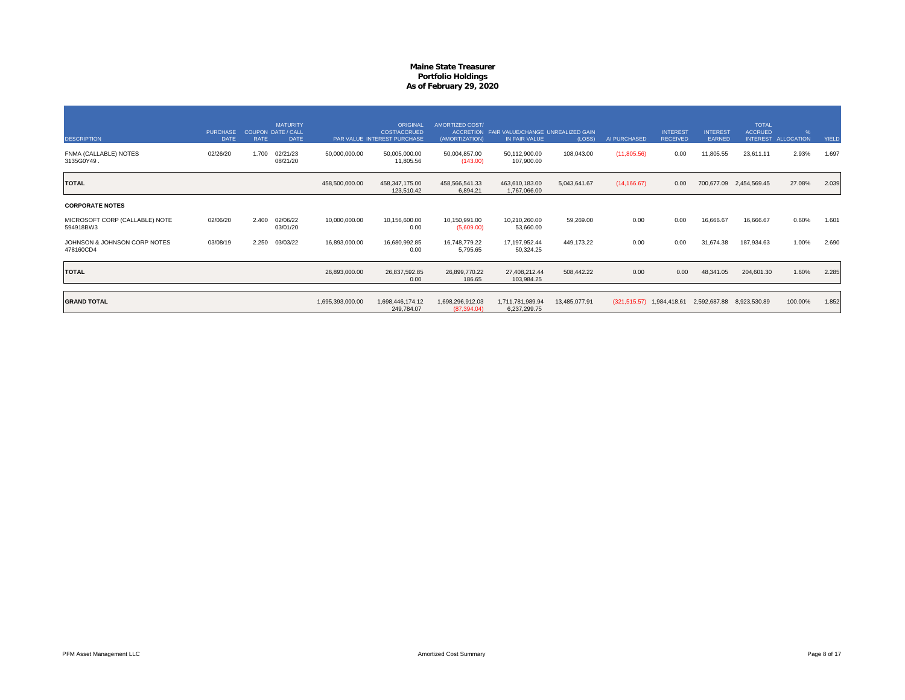# Maine State Treasurer
## Portfolio Holdings
### As of February 29, 2020

| DESCRIPTION | PURCHASE DATE | COUPON RATE | MATURITY DATE / CALL DATE | PAR VALUE | ORIGINAL COST/ACCRUED INTEREST PURCHASE | AMORTIZED COST/ ACCRETION (AMORTIZATION) | FAIR VALUE/CHANGE IN FAIR VALUE | UNREALIZED GAIN (LOSS) | AI PURCHASED | INTEREST RECEIVED | INTEREST EARNED | TOTAL ACCRUED INTEREST | % ALLOCATION | YIELD |
|---|---|---|---|---|---|---|---|---|---|---|---|---|---|---|
| FNMA (CALLABLE) NOTES 3135G0Y49 . | 02/26/20 | 1.700 | 02/21/23 08/21/20 | 50,000,000.00 | 50,005,000.00 11,805.56 | 50,004,857.00 (143.00) | 50,112,900.00 107,900.00 | 108,043.00 | (11,805.56) | 0.00 | 11,805.55 | 23,611.11 | 2.93% | 1.697 |
| **TOTAL** | | | | 458,500,000.00 | 458,347,175.00 123,510.42 | 458,566,541.33 6,894.21 | 463,610,183.00 1,767,066.00 | 5,043,641.67 | (14,166.67) | 0.00 | 700,677.09 | 2,454,569.45 | 27.08% | 2.039 |
| **CORPORATE NOTES** | | | | | | | | | | | | | | |
| MICROSOFT CORP (CALLABLE) NOTE 594918BW3 | 02/06/20 | 2.400 | 02/06/22 03/01/20 | 10,000,000.00 | 10,156,600.00 0.00 | 10,150,991.00 (5,609.00) | 10,210,260.00 53,660.00 | 59,269.00 | 0.00 | 0.00 | 16,666.67 | 16,666.67 | 0.60% | 1.601 |
| JOHNSON & JOHNSON CORP NOTES 478160CD4 | 03/08/19 | 2.250 | 03/03/22 | 16,893,000.00 | 16,680,992.85 0.00 | 16,748,779.22 5,795.65 | 17,197,952.44 50,324.25 | 449,173.22 | 0.00 | 0.00 | 31,674.38 | 187,934.63 | 1.00% | 2.690 |
| **TOTAL** | | | | 26,893,000.00 | 26,837,592.85 0.00 | 26,899,770.22 186.65 | 27,408,212.44 103,984.25 | 508,442.22 | 0.00 | 0.00 | 48,341.05 | 204,601.30 | 1.60% | 2.285 |
| **GRAND TOTAL** | | | | 1,695,393,000.00 | 1,698,446,174.12 249,784.07 | 1,698,296,912.03 (87,394.04) | 1,711,781,989.94 6,237,299.75 | 13,485,077.91 | (321,515.57) | 1,984,418.61 | 2,592,687.88 | 8,923,530.89 | 100.00% | 1.852 |

PFM Asset Management LLC

Amortized Cost Summary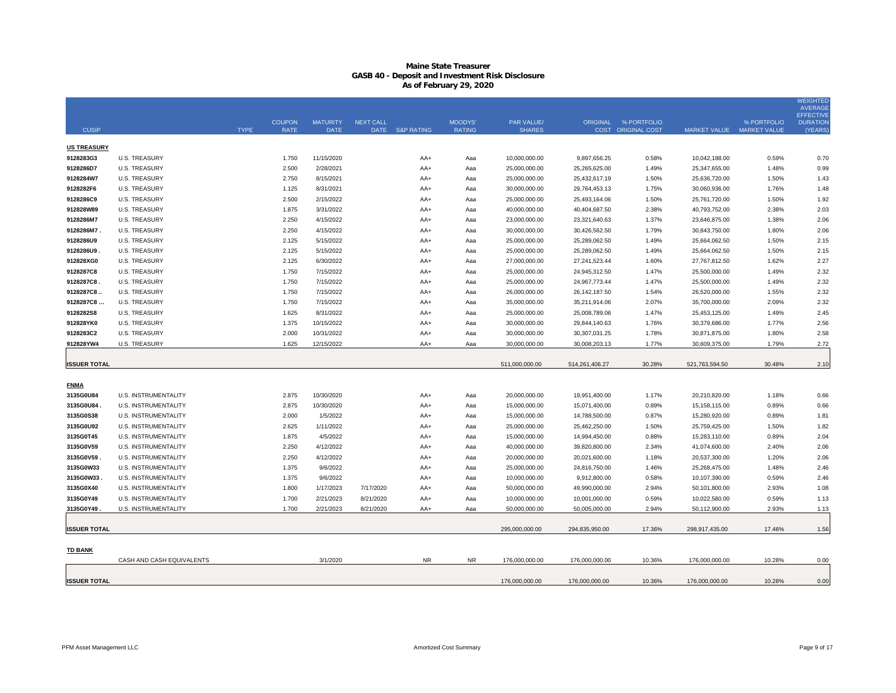# Maine State Treasurer
## GASB 40 - Deposit and Investment Risk Disclosure
### As of February 29, 2020

| CUSIP | TYPE | COUPON RATE | MATURITY DATE | NEXT CALL DATE | S&P RATING | MOODYS' RATING | PAR VALUE/ SHARES | ORIGINAL COST | % PORTFOLIO ORIGINAL COST | MARKET VALUE | % PORTFOLIO MARKET VALUE | WEIGHTED AVERAGE EFFECTIVE DURATION (YEARS) |
|---|---|---|---|---|---|---|---|---|---|---|---|---|
| **US TREASURY** | | | | | | | | | | | | |
| 9128283G3 | U.S. TREASURY | 1.750 | 11/15/2020 | | AA+ | Aaa | 10,000,000.00 | 9,897,656.25 | 0.58% | 10,042,188.00 | 0.59% | 0.70 |
| 9128286D7 | U.S. TREASURY | 2.500 | 2/28/2021 | | AA+ | Aaa | 25,000,000.00 | 25,265,625.00 | 1.49% | 25,347,655.00 | 1.48% | 0.99 |
| 9128284W7 | U.S. TREASURY | 2.750 | 8/15/2021 | | AA+ | Aaa | 25,000,000.00 | 25,432,617.19 | 1.50% | 25,636,720.00 | 1.50% | 1.43 |
| 9128282F6 | U.S. TREASURY | 1.125 | 8/31/2021 | | AA+ | Aaa | 30,000,000.00 | 29,764,453.13 | 1.75% | 30,060,936.00 | 1.76% | 1.48 |
| 9128286C9 | U.S. TREASURY | 2.500 | 2/15/2022 | | AA+ | Aaa | 25,000,000.00 | 25,493,164.06 | 1.50% | 25,761,720.00 | 1.50% | 1.92 |
| 912828W89 | U.S. TREASURY | 1.875 | 3/31/2022 | | AA+ | Aaa | 40,000,000.00 | 40,404,687.50 | 2.38% | 40,793,752.00 | 2.38% | 2.03 |
| 9128286M7 | U.S. TREASURY | 2.250 | 4/15/2022 | | AA+ | Aaa | 23,000,000.00 | 23,321,640.63 | 1.37% | 23,646,875.00 | 1.38% | 2.06 |
| 9128286M7 . | U.S. TREASURY | 2.250 | 4/15/2022 | | AA+ | Aaa | 30,000,000.00 | 30,426,562.50 | 1.79% | 30,843,750.00 | 1.80% | 2.06 |
| 9128286U9 | U.S. TREASURY | 2.125 | 5/15/2022 | | AA+ | Aaa | 25,000,000.00 | 25,289,062.50 | 1.49% | 25,664,062.50 | 1.50% | 2.15 |
| 9128286U9 . | U.S. TREASURY | 2.125 | 5/15/2022 | | AA+ | Aaa | 25,000,000.00 | 25,289,062.50 | 1.49% | 25,664,062.50 | 1.50% | 2.15 |
| 912828XG0 | U.S. TREASURY | 2.125 | 6/30/2022 | | AA+ | Aaa | 27,000,000.00 | 27,241,523.44 | 1.60% | 27,767,812.50 | 1.62% | 2.27 |
| 9128287C8 | U.S. TREASURY | 1.750 | 7/15/2022 | | AA+ | Aaa | 25,000,000.00 | 24,945,312.50 | 1.47% | 25,500,000.00 | 1.49% | 2.32 |
| 9128287C8 . | U.S. TREASURY | 1.750 | 7/15/2022 | | AA+ | Aaa | 25,000,000.00 | 24,967,773.44 | 1.47% | 25,500,000.00 | 1.49% | 2.32 |
| 9128287C8 .. | U.S. TREASURY | 1.750 | 7/15/2022 | | AA+ | Aaa | 26,000,000.00 | 26,142,187.50 | 1.54% | 26,520,000.00 | 1.55% | 2.32 |
| 9128287C8 ... | U.S. TREASURY | 1.750 | 7/15/2022 | | AA+ | Aaa | 35,000,000.00 | 35,211,914.06 | 2.07% | 35,700,000.00 | 2.09% | 2.32 |
| 9128282S8 | U.S. TREASURY | 1.625 | 8/31/2022 | | AA+ | Aaa | 25,000,000.00 | 25,008,789.06 | 1.47% | 25,453,125.00 | 1.49% | 2.45 |
| 912828YK0 | U.S. TREASURY | 1.375 | 10/15/2022 | | AA+ | Aaa | 30,000,000.00 | 29,844,140.63 | 1.76% | 30,379,686.00 | 1.77% | 2.56 |
| 9128283C2 | U.S. TREASURY | 2.000 | 10/31/2022 | | AA+ | Aaa | 30,000,000.00 | 30,307,031.25 | 1.78% | 30,871,875.00 | 1.80% | 2.58 |
| 912828YW4 | U.S. TREASURY | 1.625 | 12/15/2022 | | AA+ | Aaa | 30,000,000.00 | 30,008,203.13 | 1.77% | 30,609,375.00 | 1.79% | 2.72 |
| **ISSUER TOTAL** | | | | | | | 511,000,000.00 | 514,261,406.27 | 30.28% | 521,763,594.50 | 30.48% | 2.10 |
| **FNMA** | | | | | | | | | | | | |
| 3135G0U84 | U.S. INSTRUMENTALITY | 2.875 | 10/30/2020 | | AA+ | Aaa | 20,000,000.00 | 19,951,400.00 | 1.17% | 20,210,820.00 | 1.18% | 0.66 |
| 3135G0U84 . | U.S. INSTRUMENTALITY | 2.875 | 10/30/2020 | | AA+ | Aaa | 15,000,000.00 | 15,071,400.00 | 0.89% | 15,158,115.00 | 0.89% | 0.66 |
| 3135G0S38 | U.S. INSTRUMENTALITY | 2.000 | 1/5/2022 | | AA+ | Aaa | 15,000,000.00 | 14,788,500.00 | 0.87% | 15,280,920.00 | 0.89% | 1.81 |
| 3135G0U92 | U.S. INSTRUMENTALITY | 2.625 | 1/11/2022 | | AA+ | Aaa | 25,000,000.00 | 25,462,250.00 | 1.50% | 25,759,425.00 | 1.50% | 1.82 |
| 3135G0T45 | U.S. INSTRUMENTALITY | 1.875 | 4/5/2022 | | AA+ | Aaa | 15,000,000.00 | 14,994,450.00 | 0.88% | 15,283,110.00 | 0.89% | 2.04 |
| 3135G0V59 | U.S. INSTRUMENTALITY | 2.250 | 4/12/2022 | | AA+ | Aaa | 40,000,000.00 | 39,820,800.00 | 2.34% | 41,074,600.00 | 2.40% | 2.06 |
| 3135G0V59 . | U.S. INSTRUMENTALITY | 2.250 | 4/12/2022 | | AA+ | Aaa | 20,000,000.00 | 20,021,600.00 | 1.18% | 20,537,300.00 | 1.20% | 2.06 |
| 3135G0W33 | U.S. INSTRUMENTALITY | 1.375 | 9/6/2022 | | AA+ | Aaa | 25,000,000.00 | 24,816,750.00 | 1.46% | 25,268,475.00 | 1.48% | 2.46 |
| 3135G0W33 . | U.S. INSTRUMENTALITY | 1.375 | 9/6/2022 | | AA+ | Aaa | 10,000,000.00 | 9,912,800.00 | 0.58% | 10,107,390.00 | 0.59% | 2.46 |
| 3135G0X40 | U.S. INSTRUMENTALITY | 1.800 | 1/17/2023 | 7/17/2020 | AA+ | Aaa | 50,000,000.00 | 49,990,000.00 | 2.94% | 50,101,800.00 | 2.93% | 1.08 |
| 3135G0Y49 | U.S. INSTRUMENTALITY | 1.700 | 2/21/2023 | 8/21/2020 | AA+ | Aaa | 10,000,000.00 | 10,001,000.00 | 0.59% | 10,022,580.00 | 0.59% | 1.13 |
| 3135G0Y49 . | U.S. INSTRUMENTALITY | 1.700 | 2/21/2023 | 8/21/2020 | AA+ | Aaa | 50,000,000.00 | 50,005,000.00 | 2.94% | 50,112,900.00 | 2.93% | 1.13 |
| **ISSUER TOTAL** | | | | | | | 295,000,000.00 | 294,835,950.00 | 17.36% | 298,917,435.00 | 17.46% | 1.56 |
| **TD BANK** | | | | | | | | | | | | |
| | CASH AND CASH EQUIVALENTS | | 3/1/2020 | | NR | NR | 176,000,000.00 | 176,000,000.00 | 10.36% | 176,000,000.00 | 10.28% | 0.00 |
| **ISSUER TOTAL** | | | | | | | 176,000,000.00 | 176,000,000.00 | 10.36% | 176,000,000.00 | 10.28% | 0.00 |

PFM Asset Management LLC — Amortized Cost Summary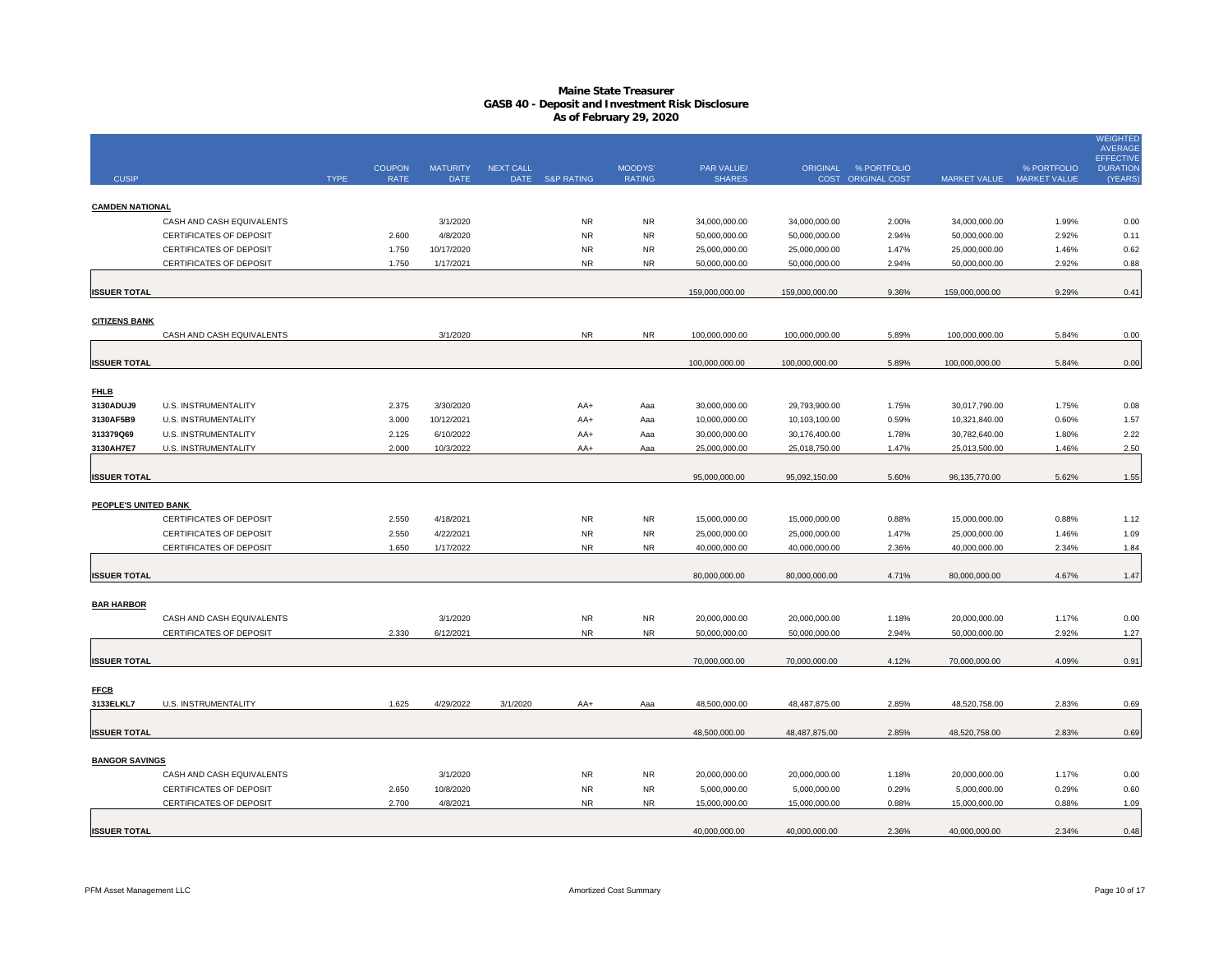# Maine State Treasurer
## GASB 40 - Deposit and Investment Risk Disclosure
### As of February 29, 2020

| CUSIP | | TYPE | COUPON RATE | MATURITY DATE | NEXT CALL DATE | S&P RATING | MOODYS' RATING | PAR VALUE/ SHARES | ORIGINAL COST | % PORTFOLIO ORIGINAL COST | MARKET VALUE | % PORTFOLIO MARKET VALUE | WEIGHTED AVERAGE EFFECTIVE DURATION (YEARS) |
|---|---|---|---|---|---|---|---|---|---|---|---|---|---|
| **CAMDEN NATIONAL** | | | | | | | | | | | | | |
| | CASH AND CASH EQUIVALENTS | | | 3/1/2020 | | NR | NR | 34,000,000.00 | 34,000,000.00 | 2.00% | 34,000,000.00 | 1.99% | 0.00 |
| | CERTIFICATES OF DEPOSIT | | 2.600 | 4/8/2020 | | NR | NR | 50,000,000.00 | 50,000,000.00 | 2.94% | 50,000,000.00 | 2.92% | 0.11 |
| | CERTIFICATES OF DEPOSIT | | 1.750 | 10/17/2020 | | NR | NR | 25,000,000.00 | 25,000,000.00 | 1.47% | 25,000,000.00 | 1.46% | 0.62 |
| | CERTIFICATES OF DEPOSIT | | 1.750 | 1/17/2021 | | NR | NR | 50,000,000.00 | 50,000,000.00 | 2.94% | 50,000,000.00 | 2.92% | 0.88 |
| **ISSUER TOTAL** | | | | | | | | 159,000,000.00 | 159,000,000.00 | 9.36% | 159,000,000.00 | 9.29% | 0.41 |
| **CITIZENS BANK** | | | | | | | | | | | | | |
| | CASH AND CASH EQUIVALENTS | | | 3/1/2020 | | NR | NR | 100,000,000.00 | 100,000,000.00 | 5.89% | 100,000,000.00 | 5.84% | 0.00 |
| **ISSUER TOTAL** | | | | | | | | 100,000,000.00 | 100,000,000.00 | 5.89% | 100,000,000.00 | 5.84% | 0.00 |
| **FHLB** | | | | | | | | | | | | | |
| 3130ADUJ9 | U.S. INSTRUMENTALITY | | 2.375 | 3/30/2020 | | AA+ | Aaa | 30,000,000.00 | 29,793,900.00 | 1.75% | 30,017,790.00 | 1.75% | 0.08 |
| 3130AF5B9 | U.S. INSTRUMENTALITY | | 3.000 | 10/12/2021 | | AA+ | Aaa | 10,000,000.00 | 10,103,100.00 | 0.59% | 10,321,840.00 | 0.60% | 1.57 |
| 313379Q69 | U.S. INSTRUMENTALITY | | 2.125 | 6/10/2022 | | AA+ | Aaa | 30,000,000.00 | 30,176,400.00 | 1.78% | 30,782,640.00 | 1.80% | 2.22 |
| 3130AH7E7 | U.S. INSTRUMENTALITY | | 2.000 | 10/3/2022 | | AA+ | Aaa | 25,000,000.00 | 25,018,750.00 | 1.47% | 25,013,500.00 | 1.46% | 2.50 |
| **ISSUER TOTAL** | | | | | | | | 95,000,000.00 | 95,092,150.00 | 5.60% | 96,135,770.00 | 5.62% | 1.55 |
| **PEOPLE'S UNITED BANK** | | | | | | | | | | | | | |
| | CERTIFICATES OF DEPOSIT | | 2.550 | 4/18/2021 | | NR | NR | 15,000,000.00 | 15,000,000.00 | 0.88% | 15,000,000.00 | 0.88% | 1.12 |
| | CERTIFICATES OF DEPOSIT | | 2.550 | 4/22/2021 | | NR | NR | 25,000,000.00 | 25,000,000.00 | 1.47% | 25,000,000.00 | 1.46% | 1.09 |
| | CERTIFICATES OF DEPOSIT | | 1.650 | 1/17/2022 | | NR | NR | 40,000,000.00 | 40,000,000.00 | 2.36% | 40,000,000.00 | 2.34% | 1.84 |
| **ISSUER TOTAL** | | | | | | | | 80,000,000.00 | 80,000,000.00 | 4.71% | 80,000,000.00 | 4.67% | 1.47 |
| **BAR HARBOR** | | | | | | | | | | | | | |
| | CASH AND CASH EQUIVALENTS | | | 3/1/2020 | | NR | NR | 20,000,000.00 | 20,000,000.00 | 1.18% | 20,000,000.00 | 1.17% | 0.00 |
| | CERTIFICATES OF DEPOSIT | | 2.330 | 6/12/2021 | | NR | NR | 50,000,000.00 | 50,000,000.00 | 2.94% | 50,000,000.00 | 2.92% | 1.27 |
| **ISSUER TOTAL** | | | | | | | | 70,000,000.00 | 70,000,000.00 | 4.12% | 70,000,000.00 | 4.09% | 0.91 |
| **FFCB** | | | | | | | | | | | | | |
| 3133ELKL7 | U.S. INSTRUMENTALITY | | 1.625 | 4/29/2022 | 3/1/2020 | AA+ | Aaa | 48,500,000.00 | 48,487,875.00 | 2.85% | 48,520,758.00 | 2.83% | 0.69 |
| **ISSUER TOTAL** | | | | | | | | 48,500,000.00 | 48,487,875.00 | 2.85% | 48,520,758.00 | 2.83% | 0.69 |
| **BANGOR SAVINGS** | | | | | | | | | | | | | |
| | CASH AND CASH EQUIVALENTS | | | 3/1/2020 | | NR | NR | 20,000,000.00 | 20,000,000.00 | 1.18% | 20,000,000.00 | 1.17% | 0.00 |
| | CERTIFICATES OF DEPOSIT | | 2.650 | 10/8/2020 | | NR | NR | 5,000,000.00 | 5,000,000.00 | 0.29% | 5,000,000.00 | 0.29% | 0.60 |
| | CERTIFICATES OF DEPOSIT | | 2.700 | 4/8/2021 | | NR | NR | 15,000,000.00 | 15,000,000.00 | 0.88% | 15,000,000.00 | 0.88% | 1.09 |
| **ISSUER TOTAL** | | | | | | | | 40,000,000.00 | 40,000,000.00 | 2.36% | 40,000,000.00 | 2.34% | 0.48 |

PFM Asset Management LLC — Amortized Cost Summary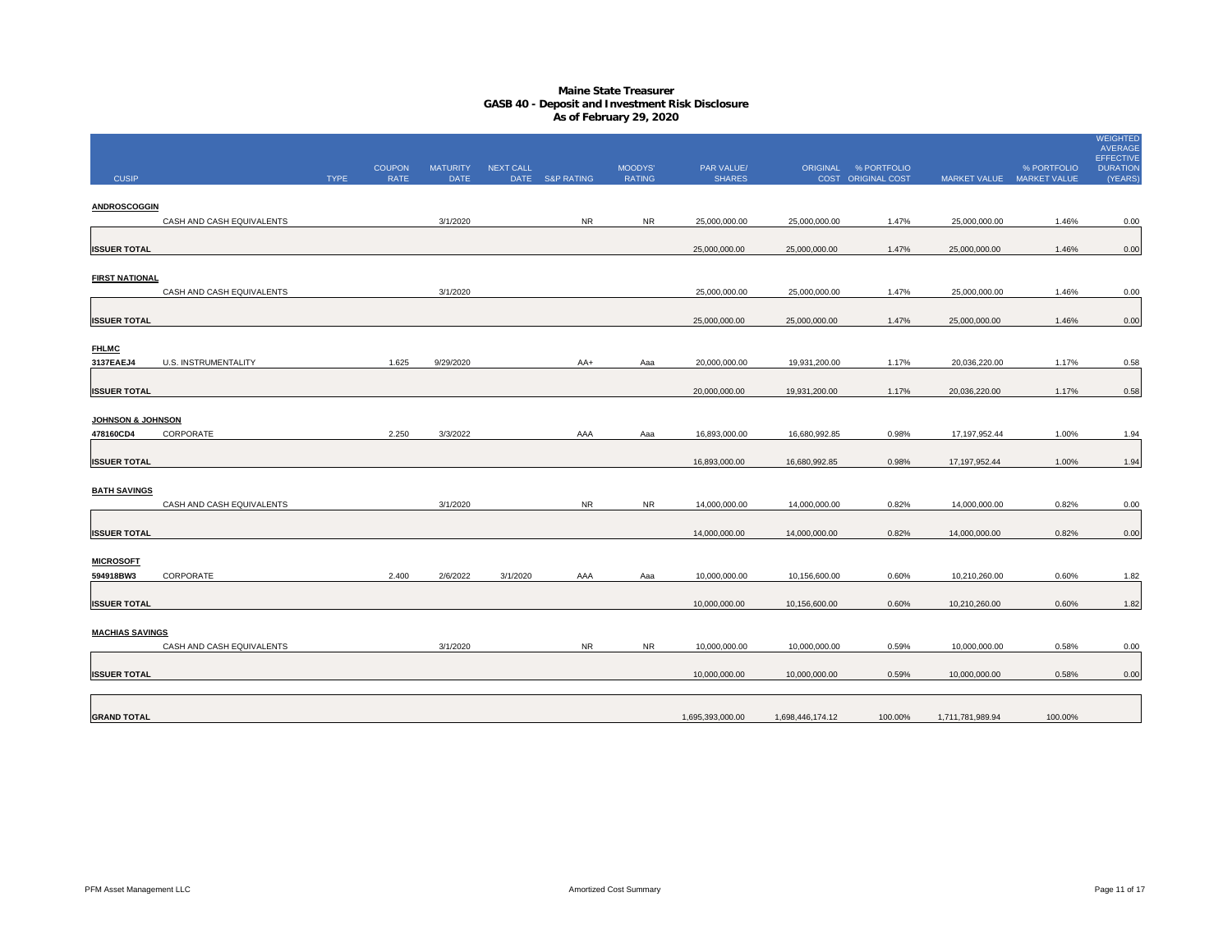# Maine State Treasurer
## GASB 40 - Deposit and Investment Risk Disclosure
### As of February 29, 2020

| CUSIP | | TYPE | COUPON RATE | MATURITY DATE | NEXT CALL DATE | S&P RATING | MOODYS' RATING | PAR VALUE/ SHARES | ORIGINAL COST | % PORTFOLIO ORIGINAL COST | MARKET VALUE | % PORTFOLIO MARKET VALUE | WEIGHTED AVERAGE EFFECTIVE DURATION (YEARS) |
|---|---|---|---|---|---|---|---|---|---|---|---|---|---|
| **ANDROSCOGGIN** | | | | | | | | | | | | | |
| | CASH AND CASH EQUIVALENTS | | | 3/1/2020 | | NR | NR | 25,000,000.00 | 25,000,000.00 | 1.47% | 25,000,000.00 | 1.46% | 0.00 |
| **ISSUER TOTAL** | | | | | | | | 25,000,000.00 | 25,000,000.00 | 1.47% | 25,000,000.00 | 1.46% | 0.00 |
| **FIRST NATIONAL** | | | | | | | | | | | | | |
| | CASH AND CASH EQUIVALENTS | | | 3/1/2020 | | | | 25,000,000.00 | 25,000,000.00 | 1.47% | 25,000,000.00 | 1.46% | 0.00 |
| **ISSUER TOTAL** | | | | | | | | 25,000,000.00 | 25,000,000.00 | 1.47% | 25,000,000.00 | 1.46% | 0.00 |
| **FHLMC** | | | | | | | | | | | | | |
| **3137EAEJ4** | U.S. INSTRUMENTALITY | | 1.625 | 9/29/2020 | | AA+ | Aaa | 20,000,000.00 | 19,931,200.00 | 1.17% | 20,036,220.00 | 1.17% | 0.58 |
| **ISSUER TOTAL** | | | | | | | | 20,000,000.00 | 19,931,200.00 | 1.17% | 20,036,220.00 | 1.17% | 0.58 |
| **JOHNSON & JOHNSON** | | | | | | | | | | | | | |
| **478160CD4** | CORPORATE | | 2.250 | 3/3/2022 | | AAA | Aaa | 16,893,000.00 | 16,680,992.85 | 0.98% | 17,197,952.44 | 1.00% | 1.94 |
| **ISSUER TOTAL** | | | | | | | | 16,893,000.00 | 16,680,992.85 | 0.98% | 17,197,952.44 | 1.00% | 1.94 |
| **BATH SAVINGS** | | | | | | | | | | | | | |
| | CASH AND CASH EQUIVALENTS | | | 3/1/2020 | | NR | NR | 14,000,000.00 | 14,000,000.00 | 0.82% | 14,000,000.00 | 0.82% | 0.00 |
| **ISSUER TOTAL** | | | | | | | | 14,000,000.00 | 14,000,000.00 | 0.82% | 14,000,000.00 | 0.82% | 0.00 |
| **MICROSOFT** | | | | | | | | | | | | | |
| **594918BW3** | CORPORATE | | 2.400 | 2/6/2022 | 3/1/2020 | AAA | Aaa | 10,000,000.00 | 10,156,600.00 | 0.60% | 10,210,260.00 | 0.60% | 1.82 |
| **ISSUER TOTAL** | | | | | | | | 10,000,000.00 | 10,156,600.00 | 0.60% | 10,210,260.00 | 0.60% | 1.82 |
| **MACHIAS SAVINGS** | | | | | | | | | | | | | |
| | CASH AND CASH EQUIVALENTS | | | 3/1/2020 | | NR | NR | 10,000,000.00 | 10,000,000.00 | 0.59% | 10,000,000.00 | 0.58% | 0.00 |
| **ISSUER TOTAL** | | | | | | | | 10,000,000.00 | 10,000,000.00 | 0.59% | 10,000,000.00 | 0.58% | 0.00 |
| **GRAND TOTAL** | | | | | | | | 1,695,393,000.00 | 1,698,446,174.12 | 100.00% | 1,711,781,989.94 | 100.00% | |

PFM Asset Management LLC

Amortized Cost Summary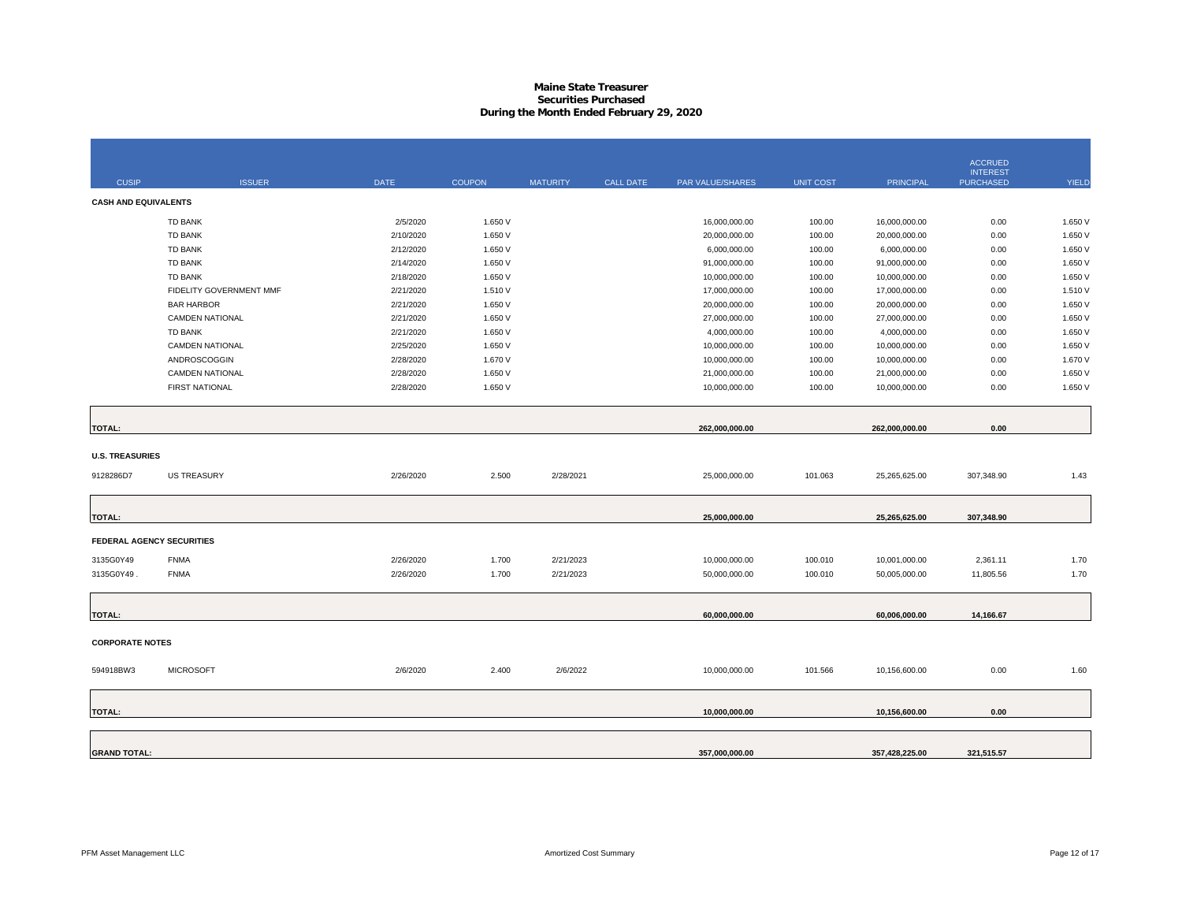# Maine State Treasurer
## Securities Purchased
## During the Month Ended February 29, 2020

| CUSIP | ISSUER | DATE | COUPON | MATURITY | CALL DATE | PAR VALUE/SHARES | UNIT COST | PRINCIPAL | ACCRUED INTEREST PURCHASED | YIELD |
|---|---|---|---|---|---|---|---|---|---|---|
| **CASH AND EQUIVALENTS** | | | | | | | | | | |
| | TD BANK | 2/5/2020 | 1.650 V | | | 16,000,000.00 | 100.00 | 16,000,000.00 | 0.00 | 1.650 V |
| | TD BANK | 2/10/2020 | 1.650 V | | | 20,000,000.00 | 100.00 | 20,000,000.00 | 0.00 | 1.650 V |
| | TD BANK | 2/12/2020 | 1.650 V | | | 6,000,000.00 | 100.00 | 6,000,000.00 | 0.00 | 1.650 V |
| | TD BANK | 2/14/2020 | 1.650 V | | | 91,000,000.00 | 100.00 | 91,000,000.00 | 0.00 | 1.650 V |
| | TD BANK | 2/18/2020 | 1.650 V | | | 10,000,000.00 | 100.00 | 10,000,000.00 | 0.00 | 1.650 V |
| | FIDELITY GOVERNMENT MMF | 2/21/2020 | 1.510 V | | | 17,000,000.00 | 100.00 | 17,000,000.00 | 0.00 | 1.510 V |
| | BAR HARBOR | 2/21/2020 | 1.650 V | | | 20,000,000.00 | 100.00 | 20,000,000.00 | 0.00 | 1.650 V |
| | CAMDEN NATIONAL | 2/21/2020 | 1.650 V | | | 27,000,000.00 | 100.00 | 27,000,000.00 | 0.00 | 1.650 V |
| | TD BANK | 2/21/2020 | 1.650 V | | | 4,000,000.00 | 100.00 | 4,000,000.00 | 0.00 | 1.650 V |
| | CAMDEN NATIONAL | 2/25/2020 | 1.650 V | | | 10,000,000.00 | 100.00 | 10,000,000.00 | 0.00 | 1.650 V |
| | ANDROSCOGGIN | 2/28/2020 | 1.670 V | | | 10,000,000.00 | 100.00 | 10,000,000.00 | 0.00 | 1.670 V |
| | CAMDEN NATIONAL | 2/28/2020 | 1.650 V | | | 21,000,000.00 | 100.00 | 21,000,000.00 | 0.00 | 1.650 V |
| | FIRST NATIONAL | 2/28/2020 | 1.650 V | | | 10,000,000.00 | 100.00 | 10,000,000.00 | 0.00 | 1.650 V |
| **TOTAL:** | | | | | | **262,000,000.00** | | **262,000,000.00** | **0.00** | |
| **U.S. TREASURIES** | | | | | | | | | | |
| 9128286D7 | US TREASURY | 2/26/2020 | 2.500 | 2/28/2021 | | 25,000,000.00 | 101.063 | 25,265,625.00 | 307,348.90 | 1.43 |
| **TOTAL:** | | | | | | **25,000,000.00** | | **25,265,625.00** | **307,348.90** | |
| **FEDERAL AGENCY SECURITIES** | | | | | | | | | | |
| 3135G0Y49 | FNMA | 2/26/2020 | 1.700 | 2/21/2023 | | 10,000,000.00 | 100.010 | 10,001,000.00 | 2,361.11 | 1.70 |
| 3135G0Y49 . | FNMA | 2/26/2020 | 1.700 | 2/21/2023 | | 50,000,000.00 | 100.010 | 50,005,000.00 | 11,805.56 | 1.70 |
| **TOTAL:** | | | | | | **60,000,000.00** | | **60,006,000.00** | **14,166.67** | |
| **CORPORATE NOTES** | | | | | | | | | | |
| 594918BW3 | MICROSOFT | 2/6/2020 | 2.400 | 2/6/2022 | | 10,000,000.00 | 101.566 | 10,156,600.00 | 0.00 | 1.60 |
| **TOTAL:** | | | | | | **10,000,000.00** | | **10,156,600.00** | **0.00** | |
| **GRAND TOTAL:** | | | | | | **357,000,000.00** | | **357,428,225.00** | **321,515.57** | |

PFM Asset Management LLC — Amortized Cost Summary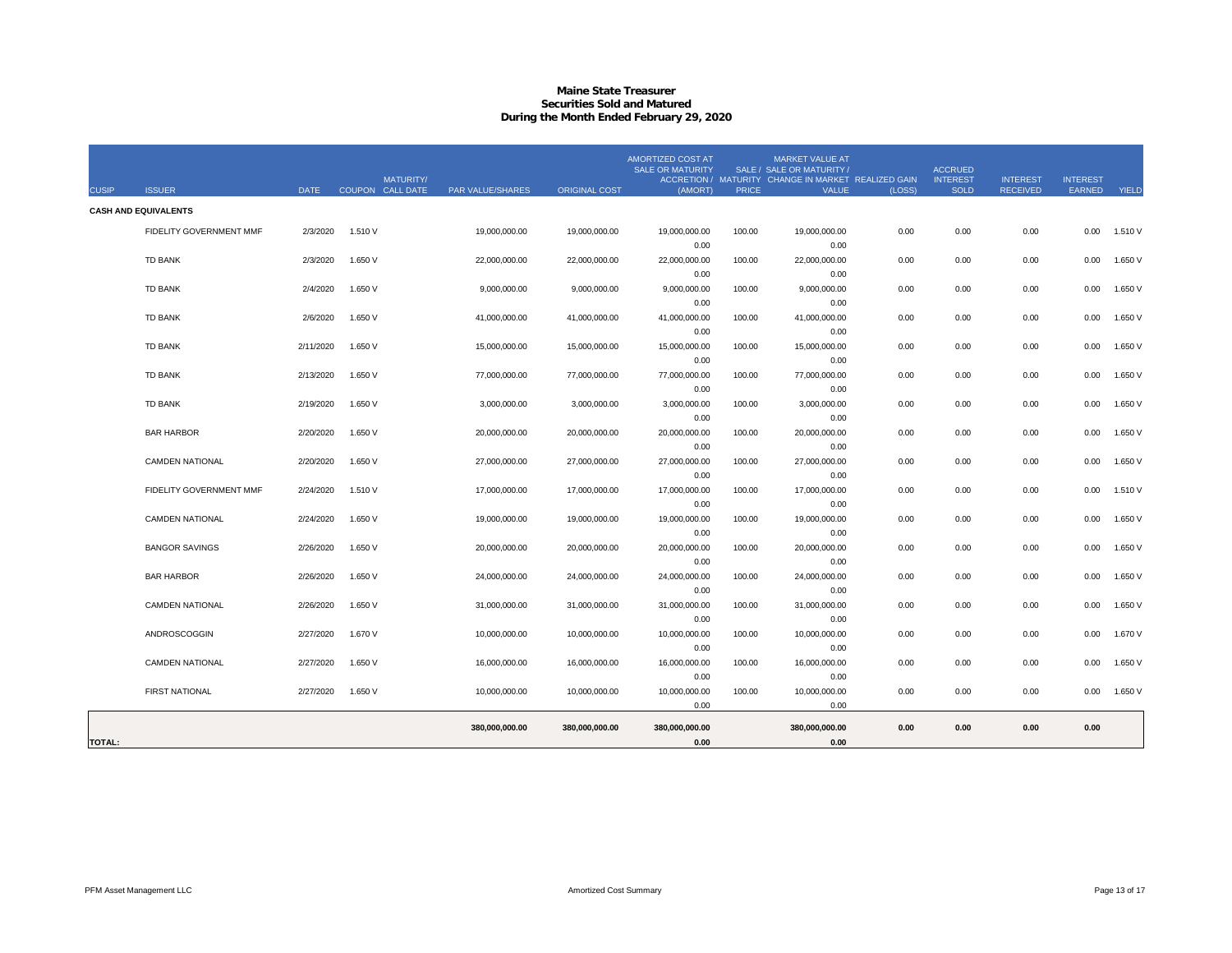# Maine State Treasurer
## Securities Sold and Matured
### During the Month Ended February 29, 2020

| CUSIP | ISSUER | DATE | COUPON | MATURITY/ CALL DATE | PAR VALUE/SHARES | ORIGINAL COST | AMORTIZED COST AT SALE OR MATURITY ACCRETION / (AMORT) | SALE / MATURITY PRICE | MARKET VALUE AT SALE OR MATURITY / CHANGE IN MARKET VALUE | REALIZED GAIN (LOSS) | ACCRUED INTEREST SOLD | INTEREST RECEIVED | INTEREST EARNED | YIELD |
|---|---|---|---|---|---|---|---|---|---|---|---|---|---|---|
| **CASH AND EQUIVALENTS** | | | | | | | | | | | | | | |
| | FIDELITY GOVERNMENT MMF | 2/3/2020 | 1.510 V | | 19,000,000.00 | 19,000,000.00 | 19,000,000.00<br>0.00 | 100.00 | 19,000,000.00<br>0.00 | 0.00 | 0.00 | 0.00 | 0.00 | 1.510 V |
| | TD BANK | 2/3/2020 | 1.650 V | | 22,000,000.00 | 22,000,000.00 | 22,000,000.00<br>0.00 | 100.00 | 22,000,000.00<br>0.00 | 0.00 | 0.00 | 0.00 | 0.00 | 1.650 V |
| | TD BANK | 2/4/2020 | 1.650 V | | 9,000,000.00 | 9,000,000.00 | 9,000,000.00<br>0.00 | 100.00 | 9,000,000.00<br>0.00 | 0.00 | 0.00 | 0.00 | 0.00 | 1.650 V |
| | TD BANK | 2/6/2020 | 1.650 V | | 41,000,000.00 | 41,000,000.00 | 41,000,000.00<br>0.00 | 100.00 | 41,000,000.00<br>0.00 | 0.00 | 0.00 | 0.00 | 0.00 | 1.650 V |
| | TD BANK | 2/11/2020 | 1.650 V | | 15,000,000.00 | 15,000,000.00 | 15,000,000.00<br>0.00 | 100.00 | 15,000,000.00<br>0.00 | 0.00 | 0.00 | 0.00 | 0.00 | 1.650 V |
| | TD BANK | 2/13/2020 | 1.650 V | | 77,000,000.00 | 77,000,000.00 | 77,000,000.00<br>0.00 | 100.00 | 77,000,000.00<br>0.00 | 0.00 | 0.00 | 0.00 | 0.00 | 1.650 V |
| | TD BANK | 2/19/2020 | 1.650 V | | 3,000,000.00 | 3,000,000.00 | 3,000,000.00<br>0.00 | 100.00 | 3,000,000.00<br>0.00 | 0.00 | 0.00 | 0.00 | 0.00 | 1.650 V |
| | BAR HARBOR | 2/20/2020 | 1.650 V | | 20,000,000.00 | 20,000,000.00 | 20,000,000.00<br>0.00 | 100.00 | 20,000,000.00<br>0.00 | 0.00 | 0.00 | 0.00 | 0.00 | 1.650 V |
| | CAMDEN NATIONAL | 2/20/2020 | 1.650 V | | 27,000,000.00 | 27,000,000.00 | 27,000,000.00<br>0.00 | 100.00 | 27,000,000.00<br>0.00 | 0.00 | 0.00 | 0.00 | 0.00 | 1.650 V |
| | FIDELITY GOVERNMENT MMF | 2/24/2020 | 1.510 V | | 17,000,000.00 | 17,000,000.00 | 17,000,000.00<br>0.00 | 100.00 | 17,000,000.00<br>0.00 | 0.00 | 0.00 | 0.00 | 0.00 | 1.510 V |
| | CAMDEN NATIONAL | 2/24/2020 | 1.650 V | | 19,000,000.00 | 19,000,000.00 | 19,000,000.00<br>0.00 | 100.00 | 19,000,000.00<br>0.00 | 0.00 | 0.00 | 0.00 | 0.00 | 1.650 V |
| | BANGOR SAVINGS | 2/26/2020 | 1.650 V | | 20,000,000.00 | 20,000,000.00 | 20,000,000.00<br>0.00 | 100.00 | 20,000,000.00<br>0.00 | 0.00 | 0.00 | 0.00 | 0.00 | 1.650 V |
| | BAR HARBOR | 2/26/2020 | 1.650 V | | 24,000,000.00 | 24,000,000.00 | 24,000,000.00<br>0.00 | 100.00 | 24,000,000.00<br>0.00 | 0.00 | 0.00 | 0.00 | 0.00 | 1.650 V |
| | CAMDEN NATIONAL | 2/26/2020 | 1.650 V | | 31,000,000.00 | 31,000,000.00 | 31,000,000.00<br>0.00 | 100.00 | 31,000,000.00<br>0.00 | 0.00 | 0.00 | 0.00 | 0.00 | 1.650 V |
| | ANDROSCOGGIN | 2/27/2020 | 1.670 V | | 10,000,000.00 | 10,000,000.00 | 10,000,000.00<br>0.00 | 100.00 | 10,000,000.00<br>0.00 | 0.00 | 0.00 | 0.00 | 0.00 | 1.670 V |
| | CAMDEN NATIONAL | 2/27/2020 | 1.650 V | | 16,000,000.00 | 16,000,000.00 | 16,000,000.00<br>0.00 | 100.00 | 16,000,000.00<br>0.00 | 0.00 | 0.00 | 0.00 | 0.00 | 1.650 V |
| | FIRST NATIONAL | 2/27/2020 | 1.650 V | | 10,000,000.00 | 10,000,000.00 | 10,000,000.00<br>0.00 | 100.00 | 10,000,000.00<br>0.00 | 0.00 | 0.00 | 0.00 | 0.00 | 1.650 V |
| **TOTAL:** | | | | | **380,000,000.00** | **380,000,000.00** | **380,000,000.00**<br>**0.00** | | **380,000,000.00**<br>**0.00** | **0.00** | **0.00** | **0.00** | **0.00** | |

PFM Asset Management LLC — Amortized Cost Summary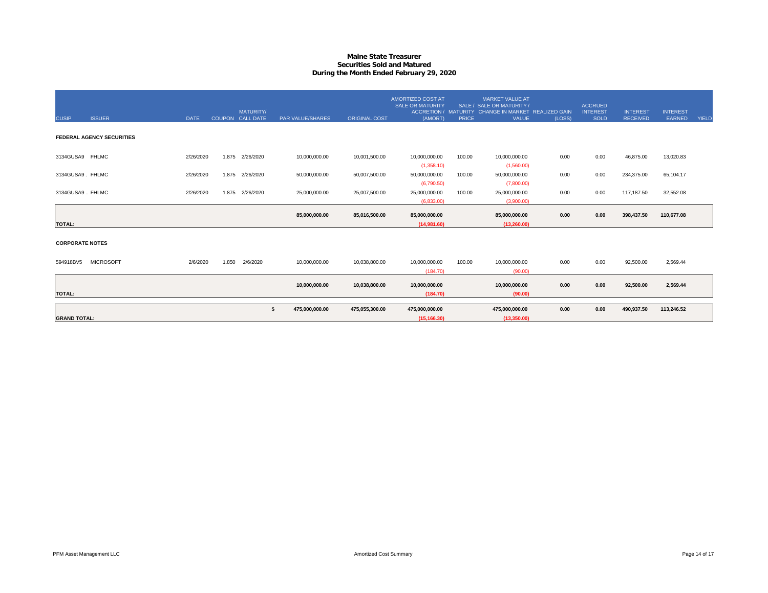# Maine State Treasurer
## Securities Sold and Matured
### During the Month Ended February 29, 2020

| CUSIP | ISSUER | DATE | COUPON | MATURITY/ CALL DATE | PAR VALUE/SHARES | ORIGINAL COST | AMORTIZED COST AT SALE OR MATURITY ACCRETION / (AMORT) | SALE / MATURITY PRICE | MARKET VALUE AT SALE OR MATURITY / CHANGE IN MARKET VALUE | REALIZED GAIN (LOSS) | ACCRUED INTEREST SOLD | INTEREST RECEIVED | INTEREST EARNED | YIELD |
|---|---|---|---|---|---|---|---|---|---|---|---|---|---|---|
| **FEDERAL AGENCY SECURITIES** | | | | | | | | | | | | | | |
| 3134GUSA9 | FHLMC | 2/26/2020 | 1.875 | 2/26/2020 | 10,000,000.00 | 10,001,500.00 | 10,000,000.00 | 100.00 | 10,000,000.00 | 0.00 | 0.00 | 46,875.00 | 13,020.83 | |
| | | | | | | | (1,358.10) | | (1,560.00) | | | | | |
| 3134GUSA9 . | FHLMC | 2/26/2020 | 1.875 | 2/26/2020 | 50,000,000.00 | 50,007,500.00 | 50,000,000.00 | 100.00 | 50,000,000.00 | 0.00 | 0.00 | 234,375.00 | 65,104.17 | |
| | | | | | | | (6,790.50) | | (7,800.00) | | | | | |
| 3134GUSA9 .. | FHLMC | 2/26/2020 | 1.875 | 2/26/2020 | 25,000,000.00 | 25,007,500.00 | 25,000,000.00 | 100.00 | 25,000,000.00 | 0.00 | 0.00 | 117,187.50 | 32,552.08 | |
| | | | | | | | (6,833.00) | | (3,900.00) | | | | | |
| **TOTAL:** | | | | | **85,000,000.00** | **85,016,500.00** | **85,000,000.00** | | **85,000,000.00** | **0.00** | **0.00** | **398,437.50** | **110,677.08** | |
| | | | | | | | **(14,981.60)** | | **(13,260.00)** | | | | | |
| **CORPORATE NOTES** | | | | | | | | | | | | | | |
| 594918BV5 | MICROSOFT | 2/6/2020 | 1.850 | 2/6/2020 | 10,000,000.00 | 10,038,800.00 | 10,000,000.00 | 100.00 | 10,000,000.00 | 0.00 | 0.00 | 92,500.00 | 2,569.44 | |
| | | | | | | | (184.70) | | (90.00) | | | | | |
| **TOTAL:** | | | | | **10,000,000.00** | **10,038,800.00** | **10,000,000.00** | | **10,000,000.00** | **0.00** | **0.00** | **92,500.00** | **2,569.44** | |
| | | | | | | | **(184.70)** | | **(90.00)** | | | | | |
| **GRAND TOTAL:** | | | | | **$ 475,000,000.00** | **475,055,300.00** | **475,000,000.00** | | **475,000,000.00** | **0.00** | **0.00** | **490,937.50** | **113,246.52** | |
| | | | | | | | **(15,166.30)** | | **(13,350.00)** | | | | | |

PFM Asset Management LLC

Amortized Cost Summary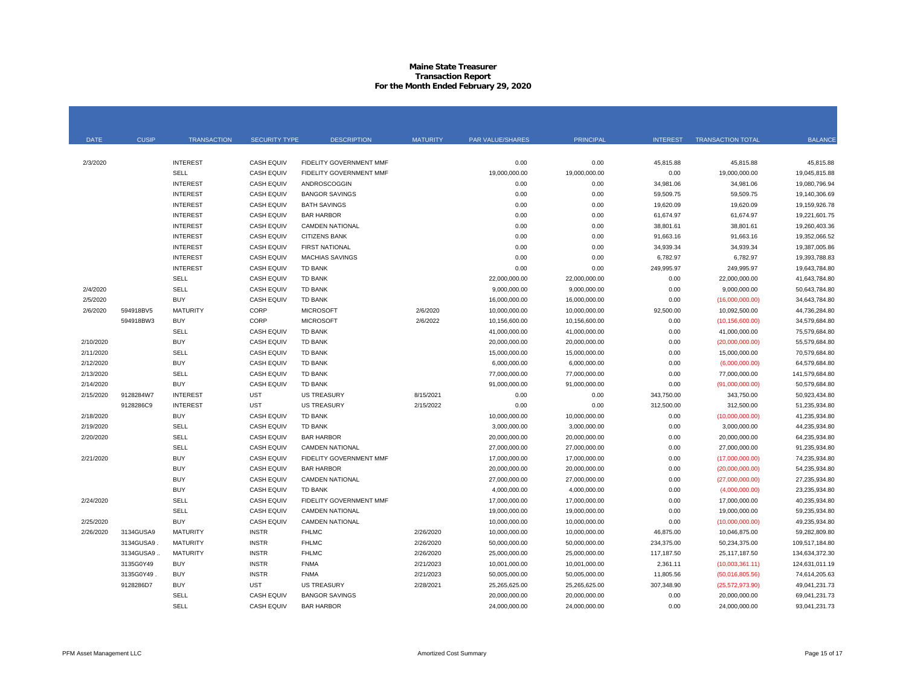# Maine State Treasurer
## Transaction Report
### For the Month Ended February 29, 2020

| DATE | CUSIP | TRANSACTION | SECURITY TYPE | DESCRIPTION | MATURITY | PAR VALUE/SHARES | PRINCIPAL | INTEREST | TRANSACTION TOTAL | BALANCE |
|---|---|---|---|---|---|---|---|---|---|---|
| 2/3/2020 | | INTEREST | CASH EQUIV | FIDELITY GOVERNMENT MMF | | 0.00 | 0.00 | 45,815.88 | 45,815.88 | 45,815.88 |
| | | SELL | CASH EQUIV | FIDELITY GOVERNMENT MMF | | 19,000,000.00 | 19,000,000.00 | 0.00 | 19,000,000.00 | 19,045,815.88 |
| | | INTEREST | CASH EQUIV | ANDROSCOGGIN | | 0.00 | 0.00 | 34,981.06 | 34,981.06 | 19,080,796.94 |
| | | INTEREST | CASH EQUIV | BANGOR SAVINGS | | 0.00 | 0.00 | 59,509.75 | 59,509.75 | 19,140,306.69 |
| | | INTEREST | CASH EQUIV | BATH SAVINGS | | 0.00 | 0.00 | 19,620.09 | 19,620.09 | 19,159,926.78 |
| | | INTEREST | CASH EQUIV | BAR HARBOR | | 0.00 | 0.00 | 61,674.97 | 61,674.97 | 19,221,601.75 |
| | | INTEREST | CASH EQUIV | CAMDEN NATIONAL | | 0.00 | 0.00 | 38,801.61 | 38,801.61 | 19,260,403.36 |
| | | INTEREST | CASH EQUIV | CITIZENS BANK | | 0.00 | 0.00 | 91,663.16 | 91,663.16 | 19,352,066.52 |
| | | INTEREST | CASH EQUIV | FIRST NATIONAL | | 0.00 | 0.00 | 34,939.34 | 34,939.34 | 19,387,005.86 |
| | | INTEREST | CASH EQUIV | MACHIAS SAVINGS | | 0.00 | 0.00 | 6,782.97 | 6,782.97 | 19,393,788.83 |
| | | INTEREST | CASH EQUIV | TD BANK | | 0.00 | 0.00 | 249,995.97 | 249,995.97 | 19,643,784.80 |
| | | SELL | CASH EQUIV | TD BANK | | 22,000,000.00 | 22,000,000.00 | 0.00 | 22,000,000.00 | 41,643,784.80 |
| 2/4/2020 | | SELL | CASH EQUIV | TD BANK | | 9,000,000.00 | 9,000,000.00 | 0.00 | 9,000,000.00 | 50,643,784.80 |
| 2/5/2020 | | BUY | CASH EQUIV | TD BANK | | 16,000,000.00 | 16,000,000.00 | 0.00 | (16,000,000.00) | 34,643,784.80 |
| 2/6/2020 | 594918BV5 | MATURITY | CORP | MICROSOFT | 2/6/2020 | 10,000,000.00 | 10,000,000.00 | 92,500.00 | 10,092,500.00 | 44,736,284.80 |
| | 594918BW3 | BUY | CORP | MICROSOFT | 2/6/2022 | 10,156,600.00 | 10,156,600.00 | 0.00 | (10,156,600.00) | 34,579,684.80 |
| | | SELL | CASH EQUIV | TD BANK | | 41,000,000.00 | 41,000,000.00 | 0.00 | 41,000,000.00 | 75,579,684.80 |
| 2/10/2020 | | BUY | CASH EQUIV | TD BANK | | 20,000,000.00 | 20,000,000.00 | 0.00 | (20,000,000.00) | 55,579,684.80 |
| 2/11/2020 | | SELL | CASH EQUIV | TD BANK | | 15,000,000.00 | 15,000,000.00 | 0.00 | 15,000,000.00 | 70,579,684.80 |
| 2/12/2020 | | BUY | CASH EQUIV | TD BANK | | 6,000,000.00 | 6,000,000.00 | 0.00 | (6,000,000.00) | 64,579,684.80 |
| 2/13/2020 | | SELL | CASH EQUIV | TD BANK | | 77,000,000.00 | 77,000,000.00 | 0.00 | 77,000,000.00 | 141,579,684.80 |
| 2/14/2020 | | BUY | CASH EQUIV | TD BANK | | 91,000,000.00 | 91,000,000.00 | 0.00 | (91,000,000.00) | 50,579,684.80 |
| 2/15/2020 | 9128284W7 | INTEREST | UST | US TREASURY | 8/15/2021 | 0.00 | 0.00 | 343,750.00 | 343,750.00 | 50,923,434.80 |
| | 9128286C9 | INTEREST | UST | US TREASURY | 2/15/2022 | 0.00 | 0.00 | 312,500.00 | 312,500.00 | 51,235,934.80 |
| 2/18/2020 | | BUY | CASH EQUIV | TD BANK | | 10,000,000.00 | 10,000,000.00 | 0.00 | (10,000,000.00) | 41,235,934.80 |
| 2/19/2020 | | SELL | CASH EQUIV | TD BANK | | 3,000,000.00 | 3,000,000.00 | 0.00 | 3,000,000.00 | 44,235,934.80 |
| 2/20/2020 | | SELL | CASH EQUIV | BAR HARBOR | | 20,000,000.00 | 20,000,000.00 | 0.00 | 20,000,000.00 | 64,235,934.80 |
| | | SELL | CASH EQUIV | CAMDEN NATIONAL | | 27,000,000.00 | 27,000,000.00 | 0.00 | 27,000,000.00 | 91,235,934.80 |
| 2/21/2020 | | BUY | CASH EQUIV | FIDELITY GOVERNMENT MMF | | 17,000,000.00 | 17,000,000.00 | 0.00 | (17,000,000.00) | 74,235,934.80 |
| | | BUY | CASH EQUIV | BAR HARBOR | | 20,000,000.00 | 20,000,000.00 | 0.00 | (20,000,000.00) | 54,235,934.80 |
| | | BUY | CASH EQUIV | CAMDEN NATIONAL | | 27,000,000.00 | 27,000,000.00 | 0.00 | (27,000,000.00) | 27,235,934.80 |
| | | BUY | CASH EQUIV | TD BANK | | 4,000,000.00 | 4,000,000.00 | 0.00 | (4,000,000.00) | 23,235,934.80 |
| 2/24/2020 | | SELL | CASH EQUIV | FIDELITY GOVERNMENT MMF | | 17,000,000.00 | 17,000,000.00 | 0.00 | 17,000,000.00 | 40,235,934.80 |
| | | SELL | CASH EQUIV | CAMDEN NATIONAL | | 19,000,000.00 | 19,000,000.00 | 0.00 | 19,000,000.00 | 59,235,934.80 |
| 2/25/2020 | | BUY | CASH EQUIV | CAMDEN NATIONAL | | 10,000,000.00 | 10,000,000.00 | 0.00 | (10,000,000.00) | 49,235,934.80 |
| 2/26/2020 | 3134GUSA9 | MATURITY | INSTR | FHLMC | 2/26/2020 | 10,000,000.00 | 10,000,000.00 | 46,875.00 | 10,046,875.00 | 59,282,809.80 |
| | 3134GUSA9 . | MATURITY | INSTR | FHLMC | 2/26/2020 | 50,000,000.00 | 50,000,000.00 | 234,375.00 | 50,234,375.00 | 109,517,184.80 |
| | 3134GUSA9 .. | MATURITY | INSTR | FHLMC | 2/26/2020 | 25,000,000.00 | 25,000,000.00 | 117,187.50 | 25,117,187.50 | 134,634,372.30 |
| | 3135G0Y49 | BUY | INSTR | FNMA | 2/21/2023 | 10,001,000.00 | 10,001,000.00 | 2,361.11 | (10,003,361.11) | 124,631,011.19 |
| | 3135G0Y49 . | BUY | INSTR | FNMA | 2/21/2023 | 50,005,000.00 | 50,005,000.00 | 11,805.56 | (50,016,805.56) | 74,614,205.63 |
| | 9128286D7 | BUY | UST | US TREASURY | 2/28/2021 | 25,265,625.00 | 25,265,625.00 | 307,348.90 | (25,572,973.90) | 49,041,231.73 |
| | | SELL | CASH EQUIV | BANGOR SAVINGS | | 20,000,000.00 | 20,000,000.00 | 0.00 | 20,000,000.00 | 69,041,231.73 |
| | | SELL | CASH EQUIV | BAR HARBOR | | 24,000,000.00 | 24,000,000.00 | 0.00 | 24,000,000.00 | 93,041,231.73 |

PFM Asset Management LLC — Amortized Cost Summary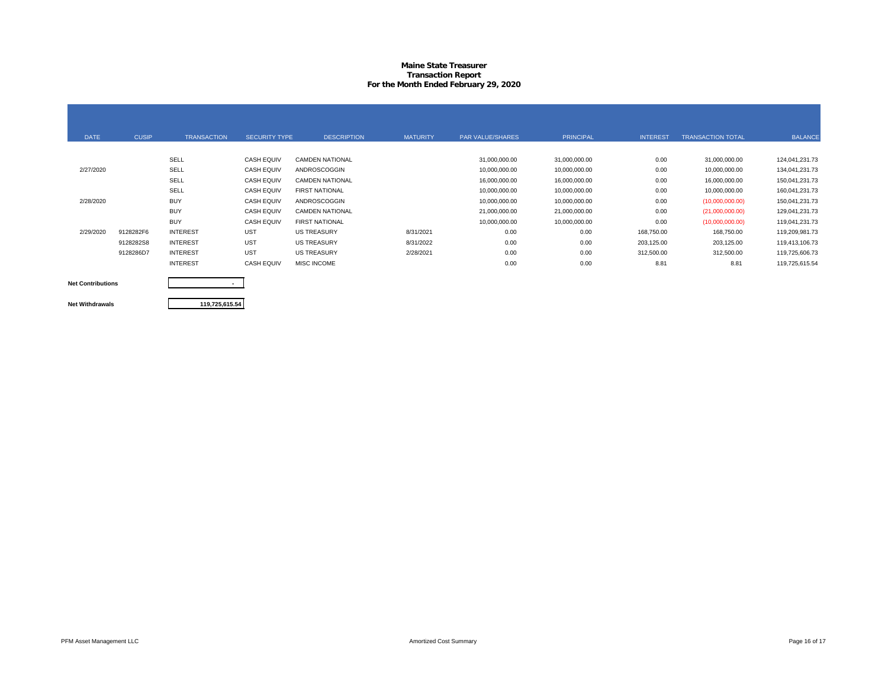**Maine State Treasurer**
**Transaction Report**
**For the Month Ended February 29, 2020**

| DATE | CUSIP | TRANSACTION | SECURITY TYPE | DESCRIPTION | MATURITY | PAR VALUE/SHARES | PRINCIPAL | INTEREST | TRANSACTION TOTAL | BALANCE |
|---|---|---|---|---|---|---|---|---|---|---|
| | | SELL | CASH EQUIV | CAMDEN NATIONAL | | 31,000,000.00 | 31,000,000.00 | 0.00 | 31,000,000.00 | 124,041,231.73 |
| 2/27/2020 | | SELL | CASH EQUIV | ANDROSCOGGIN | | 10,000,000.00 | 10,000,000.00 | 0.00 | 10,000,000.00 | 134,041,231.73 |
| | | SELL | CASH EQUIV | CAMDEN NATIONAL | | 16,000,000.00 | 16,000,000.00 | 0.00 | 16,000,000.00 | 150,041,231.73 |
| | | SELL | CASH EQUIV | FIRST NATIONAL | | 10,000,000.00 | 10,000,000.00 | 0.00 | 10,000,000.00 | 160,041,231.73 |
| 2/28/2020 | | BUY | CASH EQUIV | ANDROSCOGGIN | | 10,000,000.00 | 10,000,000.00 | 0.00 | (10,000,000.00) | 150,041,231.73 |
| | | BUY | CASH EQUIV | CAMDEN NATIONAL | | 21,000,000.00 | 21,000,000.00 | 0.00 | (21,000,000.00) | 129,041,231.73 |
| | | BUY | CASH EQUIV | FIRST NATIONAL | | 10,000,000.00 | 10,000,000.00 | 0.00 | (10,000,000.00) | 119,041,231.73 |
| 2/29/2020 | 9128282F6 | INTEREST | UST | US TREASURY | 8/31/2021 | 0.00 | 0.00 | 168,750.00 | 168,750.00 | 119,209,981.73 |
| | 9128282S8 | INTEREST | UST | US TREASURY | 8/31/2022 | 0.00 | 0.00 | 203,125.00 | 203,125.00 | 119,413,106.73 |
| | 9128286D7 | INTEREST | UST | US TREASURY | 2/28/2021 | 0.00 | 0.00 | 312,500.00 | 312,500.00 | 119,725,606.73 |
| | | INTEREST | CASH EQUIV | MISC INCOME | | 0.00 | 0.00 | 8.81 | 8.81 | 119,725,615.54 |

| | |
|---|---|
| **Net Contributions** | - |
| **Net Withdrawals** | 119,725,615.54 |

PFM Asset Management LLC — Amortized Cost Summary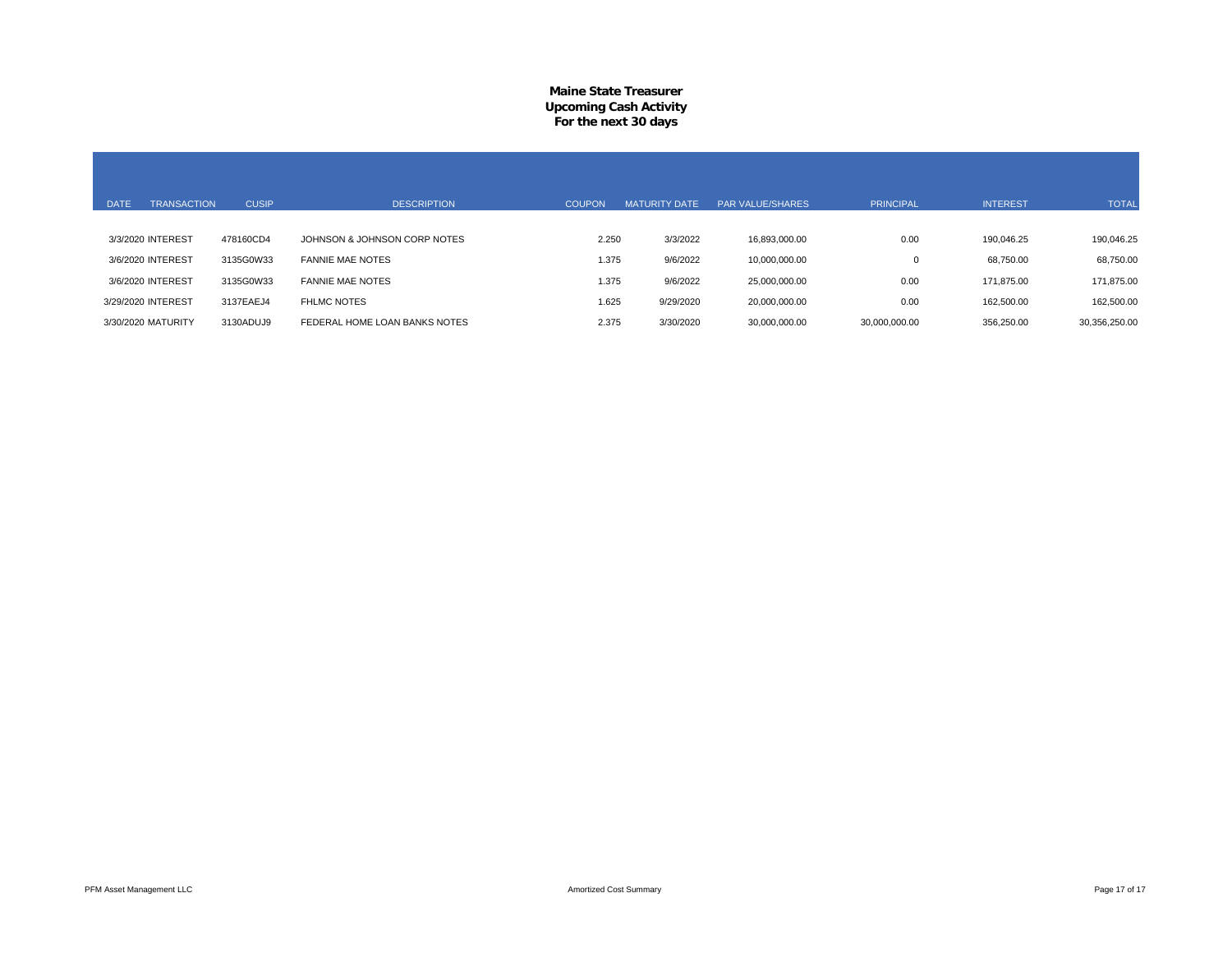**Maine State Treasurer**
**Upcoming Cash Activity**
**For the next 30 days**

| DATE | TRANSACTION | CUSIP | DESCRIPTION | COUPON | MATURITY DATE | PAR VALUE/SHARES | PRINCIPAL | INTEREST | TOTAL |
|---|---|---|---|---|---|---|---|---|---|
| 3/3/2020 | INTEREST | 478160CD4 | JOHNSON & JOHNSON CORP NOTES | 2.250 | 3/3/2022 | 16,893,000.00 | 0.00 | 190,046.25 | 190,046.25 |
| 3/6/2020 | INTEREST | 3135G0W33 | FANNIE MAE NOTES | 1.375 | 9/6/2022 | 10,000,000.00 | 0 | 68,750.00 | 68,750.00 |
| 3/6/2020 | INTEREST | 3135G0W33 | FANNIE MAE NOTES | 1.375 | 9/6/2022 | 25,000,000.00 | 0.00 | 171,875.00 | 171,875.00 |
| 3/29/2020 | INTEREST | 3137EAEJ4 | FHLMC NOTES | 1.625 | 9/29/2020 | 20,000,000.00 | 0.00 | 162,500.00 | 162,500.00 |
| 3/30/2020 | MATURITY | 3130ADUJ9 | FEDERAL HOME LOAN BANKS NOTES | 2.375 | 3/30/2020 | 30,000,000.00 | 30,000,000.00 | 356,250.00 | 30,356,250.00 |

PFM Asset Management LLC

Amortized Cost Summary